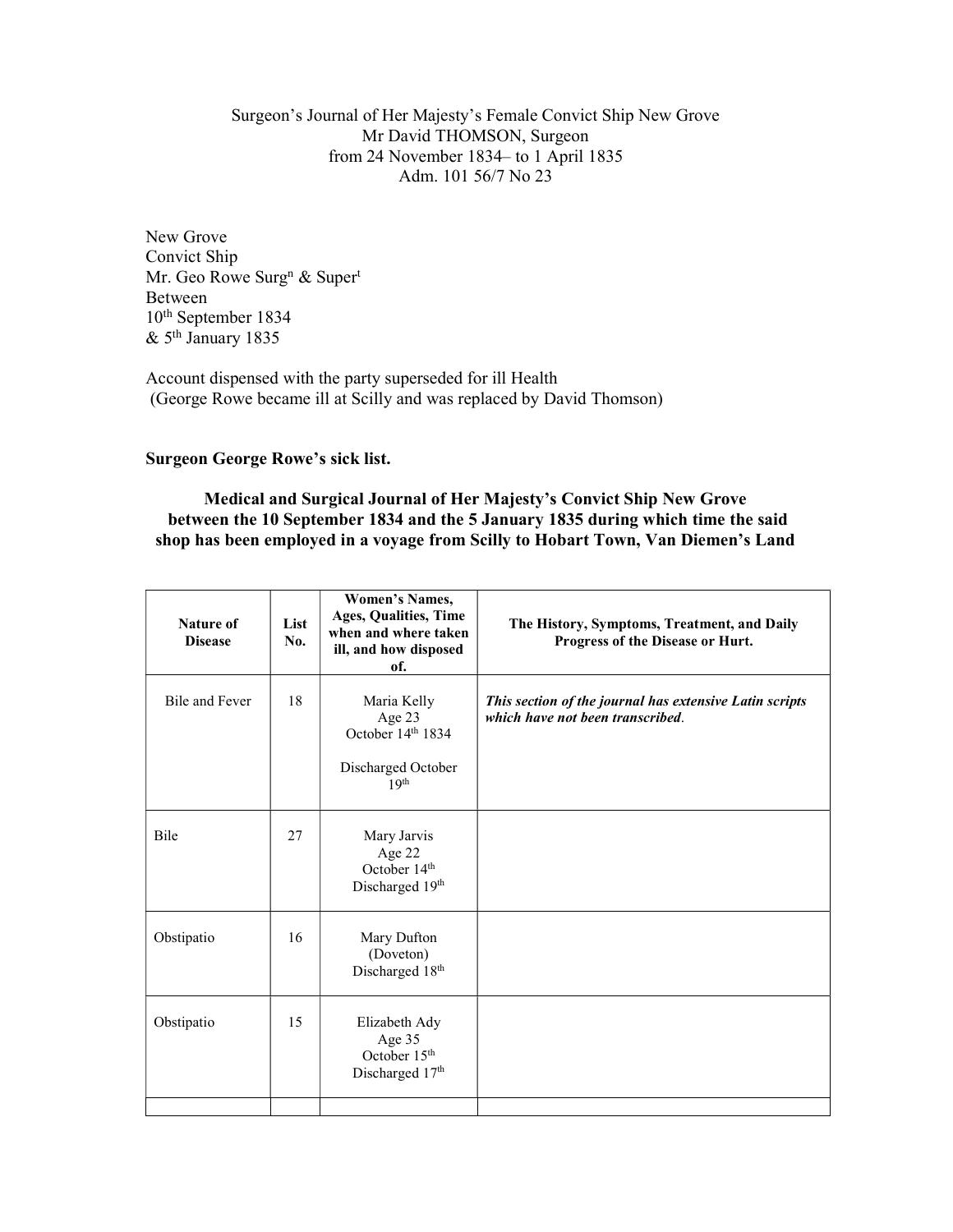Surgeon's Journal of Her Majesty's Female Convict Ship New Grove
Mr David THOMSON, Surgeon
from 24 November 1834– to 1 April 1835
Adm. 101 56/7 No 23

New Grove
Convict Ship
Mr. Geo Rowe Surg[n] & Super[t]
Between
10[th] September 1834
& 5[th] January 1835

Account dispensed with the party superseded for ill Health
(George Rowe became ill at Scilly and was replaced by David Thomson)

**Surgeon George Rowe's sick list.**

**Medical and Surgical Journal of Her Majesty's Convict Ship New Grove between the 10 September 1834 and the 5 January 1835 during which time the said shop has been employed in a voyage from Scilly to Hobart Town, Van Diemen's Land**

| Nature of Disease | List No. | Women's Names, Ages, Qualities, Time when and where taken ill, and how disposed of. | The History, Symptoms, Treatment, and Daily Progress of the Disease or Hurt. |
|---|---|---|---|
| Bile and Fever | 18 | Maria Kelly Age 23 October 14[th] 1834 Discharged October 19[th] | ***This section of the journal has extensive Latin scripts which have not been transcribed*.** |
| Bile | 27 | Mary Jarvis Age 22 October 14[th] Discharged 19[th] | |
| Obstipatio | 16 | Mary Dufton (Doveton) Discharged 18[th] | |
| Obstipatio | 15 | Elizabeth Ady Age 35 October 15[th] Discharged 17[th] | |
| | | | |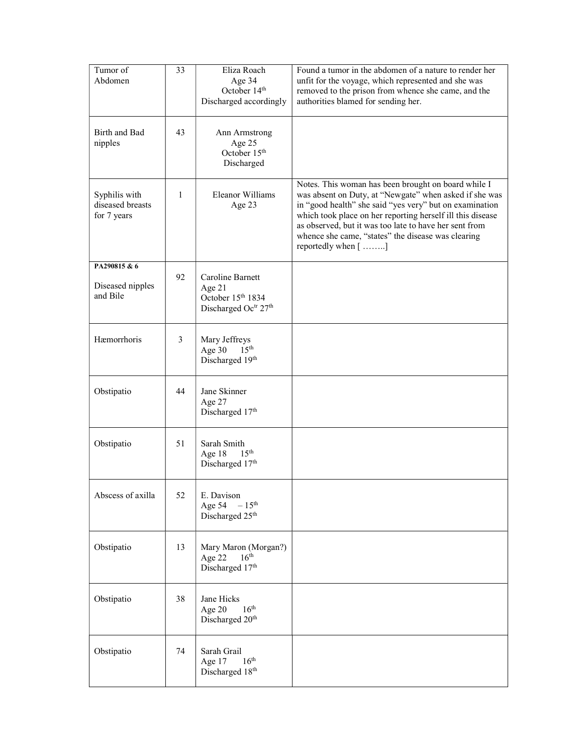| Tumor of Abdomen | 33 | Eliza Roach<br>Age 34<br>October 14th<br>Discharged accordingly | Found a tumor in the abdomen of a nature to render her unfit for the voyage, which represented and she was removed to the prison from whence she came, and the authorities blamed for sending her. |
|---|---|---|---|
| Birth and Bad nipples | 43 | Ann Armstrong<br>Age 25<br>October 15th<br>Discharged | |
| Syphilis with diseased breasts for 7 years | 1 | Eleanor Williams<br>Age 23 | Notes. This woman has been brought on board while I was absent on Duty, at “Newgate” when asked if she was in “good health” she said “yes very” but on examination which took place on her reporting herself ill this disease as observed, but it was too late to have her sent from whence she came, “states” the disease was clearing reportedly when [ ……..] |
| **PA290815 & 6**<br><br>Diseased nipples and Bile | 92 | Caroline Barnett<br>Age 21<br>October 15th 1834<br>Discharged Octr 27th | |
| Hæmorrhoris | 3 | Mary Jeffreys<br>Age 30 15th<br>Discharged 19th | |
| Obstipatio | 44 | Jane Skinner<br>Age 27<br>Discharged 17th | |
| Obstipatio | 51 | Sarah Smith<br>Age 18 15th<br>Discharged 17th | |
| Abscess of axilla | 52 | E. Davison<br>Age 54 – 15th<br>Discharged 25th | |
| Obstipatio | 13 | Mary Maron (Morgan?)<br>Age 22 16th<br>Discharged 17th | |
| Obstipatio | 38 | Jane Hicks<br>Age 20 16th<br>Discharged 20th | |
| Obstipatio | 74 | Sarah Grail<br>Age 17 16th<br>Discharged 18th | |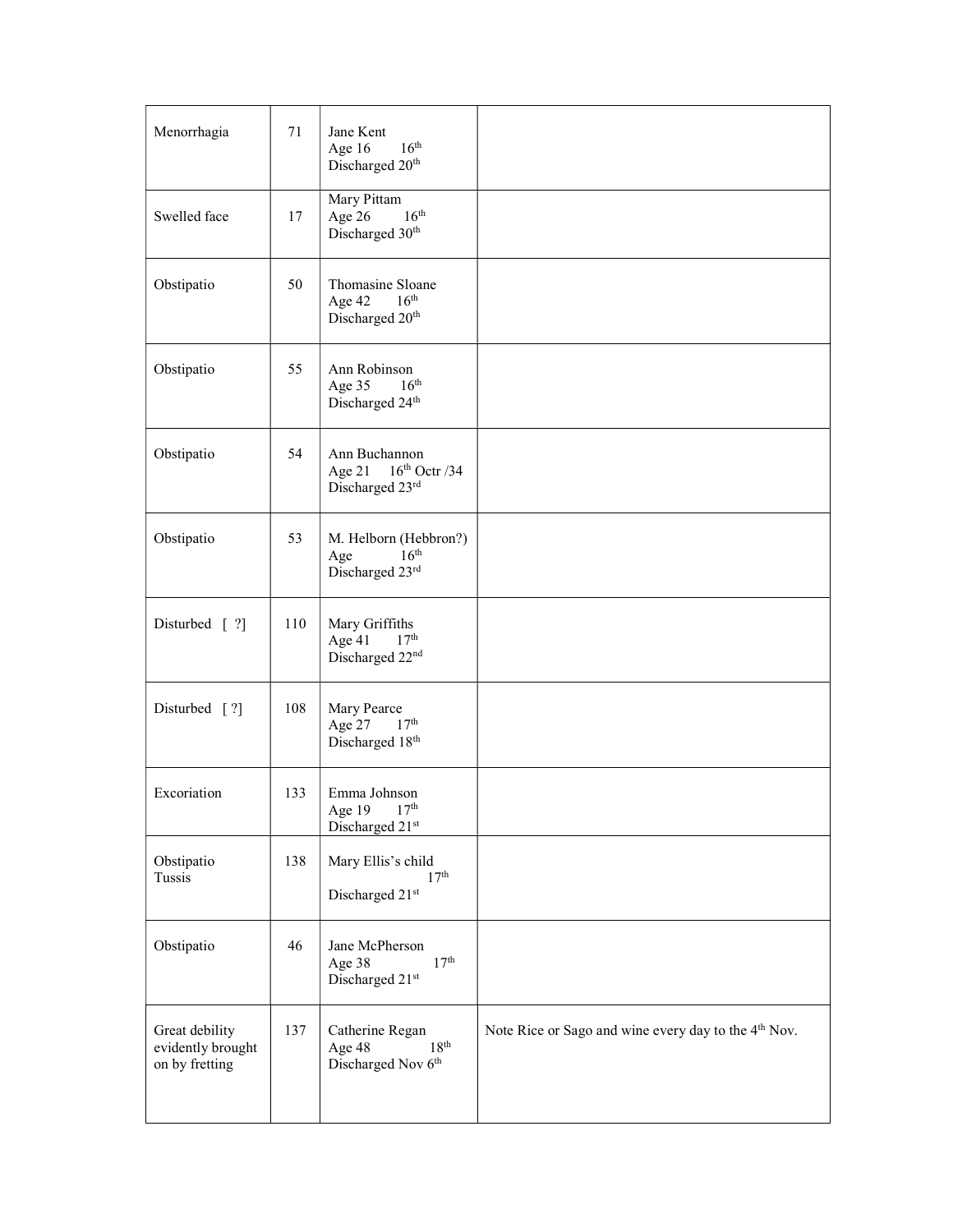| | | | |
|---|---|---|---|
| Menorrhagia | 71 | Jane Kent<br>Age 16 16th<br>Discharged 20th | |
| Swelled face | 17 | Mary Pittam<br>Age 26 16th<br>Discharged 30th | |
| Obstipatio | 50 | Thomasine Sloane<br>Age 42 16th<br>Discharged 20th | |
| Obstipatio | 55 | Ann Robinson<br>Age 35 16th<br>Discharged 24th | |
| Obstipatio | 54 | Ann Buchannon<br>Age 21 16th Octr /34<br>Discharged 23rd | |
| Obstipatio | 53 | M. Helborn (Hebbron?)<br>Age 16th<br>Discharged 23rd | |
| Disturbed [ ?] | 110 | Mary Griffiths<br>Age 41 17th<br>Discharged 22nd | |
| Disturbed [ ?] | 108 | Mary Pearce<br>Age 27 17th<br>Discharged 18th | |
| Excoriation | 133 | Emma Johnson<br>Age 19 17th<br>Discharged 21st | |
| Obstipatio<br>Tussis | 138 | Mary Ellis's child<br>17th<br>Discharged 21st | |
| Obstipatio | 46 | Jane McPherson<br>Age 38 17th<br>Discharged 21st | |
| Great debility evidently brought on by fretting | 137 | Catherine Regan<br>Age 48 18th<br>Discharged Nov 6th | Note Rice or Sago and wine every day to the 4th Nov. |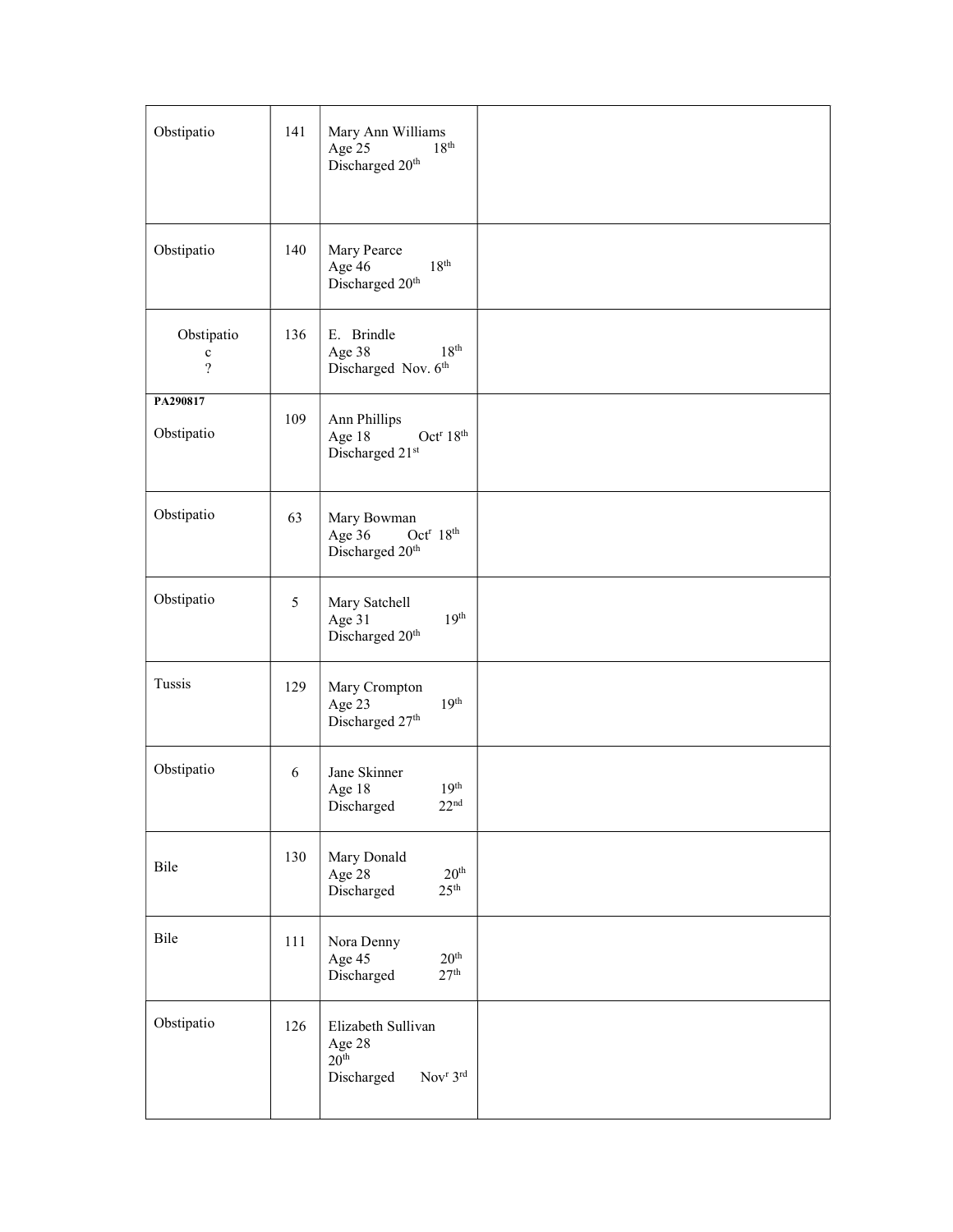| | | | |
|---|---|---|---|
| Obstipatio | 141 | Mary Ann Williams<br>Age 25 18th<br>Discharged 20th | |
| Obstipatio | 140 | Mary Pearce<br>Age 46 18th<br>Discharged 20th | |
| Obstipatio<br>c<br>? | 136 | E. Brindle<br>Age 38 18th<br>Discharged Nov. 6th | |
| **PA290817**<br><br>Obstipatio | 109 | Ann Phillips<br>Age 18 Octr 18th<br>Discharged 21st | |
| Obstipatio | 63 | Mary Bowman<br>Age 36 Octr 18th<br>Discharged 20th | |
| Obstipatio | 5 | Mary Satchell<br>Age 31 19th<br>Discharged 20th | |
| Tussis | 129 | Mary Crompton<br>Age 23 19th<br>Discharged 27th | |
| Obstipatio | 6 | Jane Skinner<br>Age 18 19th<br>Discharged 22nd | |
| Bile | 130 | Mary Donald<br>Age 28 20th<br>Discharged 25th | |
| Bile | 111 | Nora Denny<br>Age 45 20th<br>Discharged 27th | |
| Obstipatio | 126 | Elizabeth Sullivan<br>Age 28<br>20th<br>Discharged Novr 3rd | |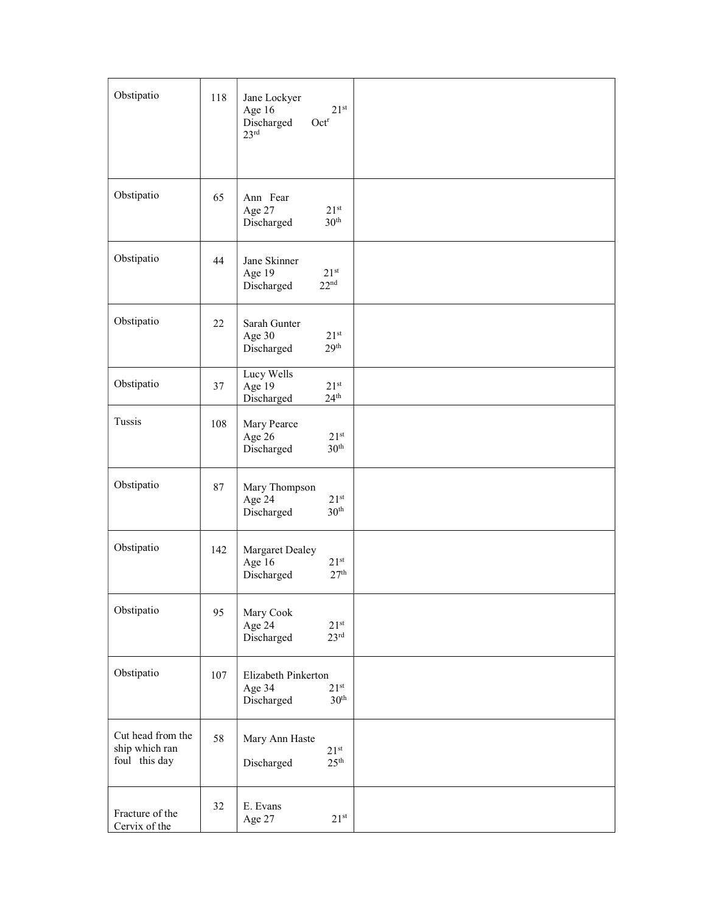| | | | |
|---|---|---|---|
| Obstipatio | 118 | Jane Lockyer<br>Age 16 21st<br>Discharged Octr 23rd | |
| Obstipatio | 65 | Ann Fear<br>Age 27 21st<br>Discharged 30th | |
| Obstipatio | 44 | Jane Skinner<br>Age 19 21st<br>Discharged 22nd | |
| Obstipatio | 22 | Sarah Gunter<br>Age 30 21st<br>Discharged 29th | |
| Obstipatio | 37 | Lucy Wells<br>Age 19 21st<br>Discharged 24th | |
| Tussis | 108 | Mary Pearce<br>Age 26 21st<br>Discharged 30th | |
| Obstipatio | 87 | Mary Thompson<br>Age 24 21st<br>Discharged 30th | |
| Obstipatio | 142 | Margaret Dealey<br>Age 16 21st<br>Discharged 27th | |
| Obstipatio | 95 | Mary Cook<br>Age 24 21st<br>Discharged 23rd | |
| Obstipatio | 107 | Elizabeth Pinkerton<br>Age 34 21st<br>Discharged 30th | |
| Cut head from the ship which ran foul this day | 58 | Mary Ann Haste<br>21st<br>Discharged 25th | |
| Fracture of the Cervix of the | 32 | E. Evans<br>Age 27 21st | |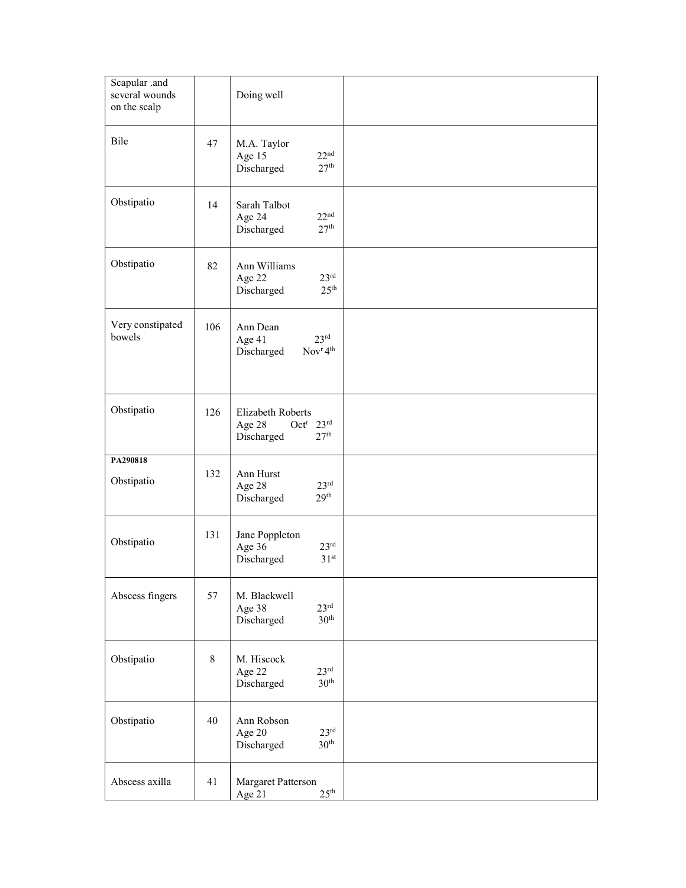| Scapular .and several wounds on the scalp | | Doing well | |
|---|---|---|---|
| Bile | 47 | M.A. Taylor<br>Age 15 22nd<br>Discharged 27th | |
| Obstipatio | 14 | Sarah Talbot<br>Age 24 22nd<br>Discharged 27th | |
| Obstipatio | 82 | Ann Williams<br>Age 22 23rd<br>Discharged 25th | |
| Very constipated bowels | 106 | Ann Dean<br>Age 41 23rd<br>Discharged Novr 4th | |
| Obstipatio | 126 | Elizabeth Roberts<br>Age 28 Octr 23rd<br>Discharged 27th | |
| **PA290818**<br>Obstipatio | 132 | Ann Hurst<br>Age 28 23rd<br>Discharged 29th | |
| Obstipatio | 131 | Jane Poppleton<br>Age 36 23rd<br>Discharged 31st | |
| Abscess fingers | 57 | M. Blackwell<br>Age 38 23rd<br>Discharged 30th | |
| Obstipatio | 8 | M. Hiscock<br>Age 22 23rd<br>Discharged 30th | |
| Obstipatio | 40 | Ann Robson<br>Age 20 23rd<br>Discharged 30th | |
| Abscess axilla | 41 | Margaret Patterson<br>Age 21 25th | |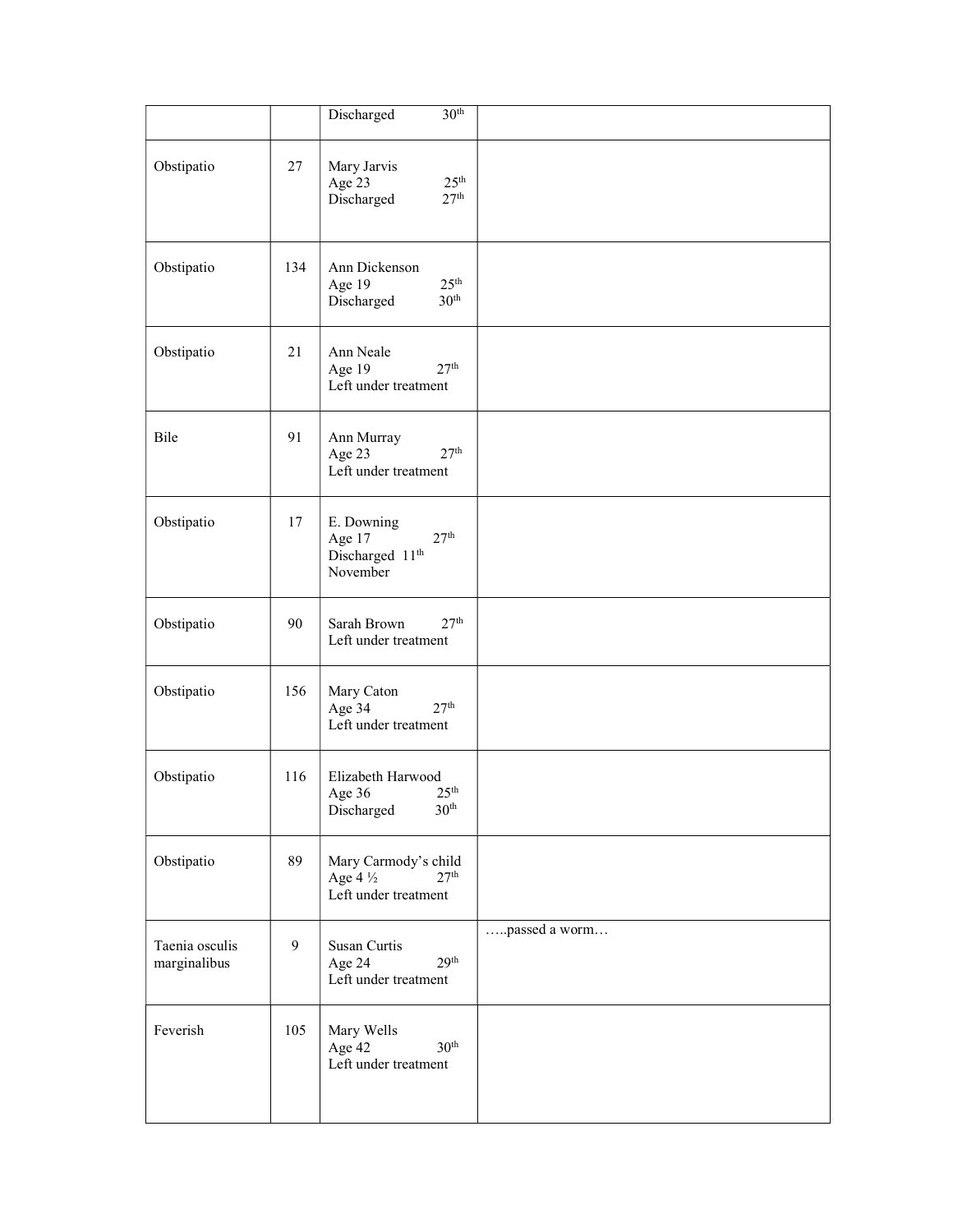| | | | |
|---|---|---|---|
| | | Discharged 30th | |
| Obstipatio | 27 | Mary Jarvis<br>Age 23 25th<br>Discharged 27th | |
| Obstipatio | 134 | Ann Dickenson<br>Age 19 25th<br>Discharged 30th | |
| Obstipatio | 21 | Ann Neale<br>Age 19 27th<br>Left under treatment | |
| Bile | 91 | Ann Murray<br>Age 23 27th<br>Left under treatment | |
| Obstipatio | 17 | E. Downing<br>Age 17 27th<br>Discharged 11th November | |
| Obstipatio | 90 | Sarah Brown 27th<br>Left under treatment | |
| Obstipatio | 156 | Mary Caton<br>Age 34 27th<br>Left under treatment | |
| Obstipatio | 116 | Elizabeth Harwood<br>Age 36 25th<br>Discharged 30th | |
| Obstipatio | 89 | Mary Carmody's child<br>Age 4 ½ 27th<br>Left under treatment | |
| Taenia osculis marginalibus | 9 | Susan Curtis<br>Age 24 29th<br>Left under treatment | …..passed a worm… |
| Feverish | 105 | Mary Wells<br>Age 42 30th<br>Left under treatment | |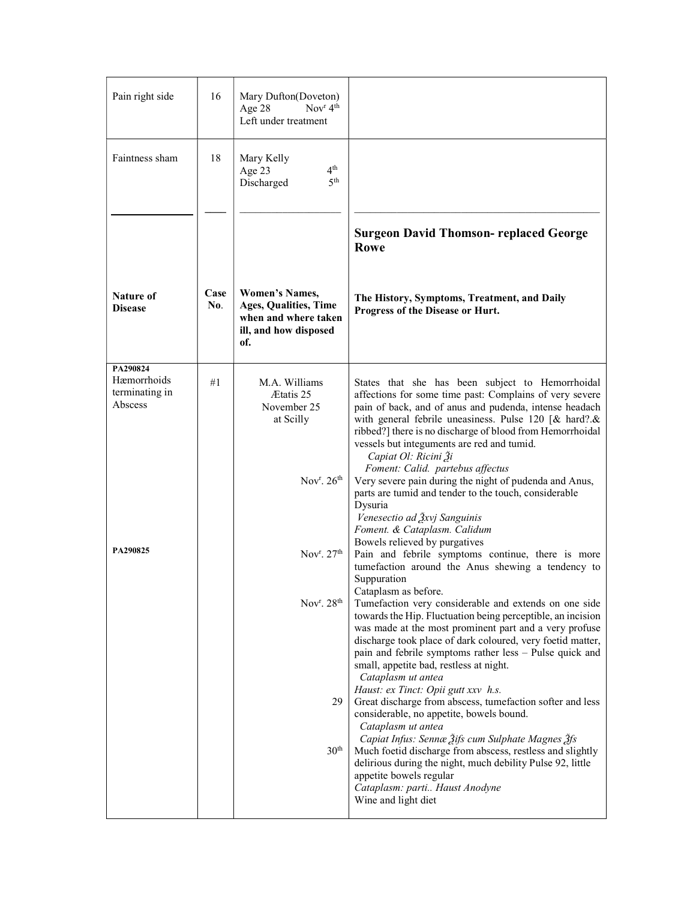| Pain right side | 16 | Mary Dufton(Doveton) Age 28 Nov[r] 4[th] Left under treatment | |
|---|---|---|---|
| Faintness sham | 18 | Mary Kelly Age 23 4[th] Discharged 5[th] | |

**Surgeon David Thomson- replaced George Rowe**

| Nature of Disease | Case No. | Women's Names, Ages, Qualities, Time when and where taken ill, and how disposed of. | The History, Symptoms, Treatment, and Daily Progress of the Disease or Hurt. |
|---|---|---|---|
| PA290824 Hæmorrhoids terminating in Abscess | #1 | M.A. Williams Ætatis 25 November 25 at Scilly | States that she has been subject to Hemorrhoidal affections for some time past: Complains of very severe pain of back, and of anus and pudenda, intense headach with general febrile uneasiness. Pulse 120 [& hard?.& ribbed?] there is no discharge of blood from Hemorrhoidal vessels but integuments are red and tumid. *Capiat Ol: Ricini ℥i* *Foment: Calid. partebus affectus* |
| | | Nov[r]. 26[th] | Very severe pain during the night of pudenda and Anus, parts are tumid and tender to the touch, considerable Dysuria *Venesectio ad ℥xvj Sanguinis* *Foment. & Cataplasm. Calidum* Bowels relieved by purgatives |
| PA290825 | | Nov[r]. 27[th] | Pain and febrile symptoms continue, there is more tumefaction around the Anus shewing a tendency to Suppuration Cataplasm as before. |
| | | Nov[r]. 28[th] | Tumefaction very considerable and extends on one side towards the Hip. Fluctuation being perceptible, an incision was made at the most prominent part and a very profuse discharge took place of dark coloured, very foetid matter, pain and febrile symptoms rather less – Pulse quick and small, appetite bad, restless at night. *Cataplasm ut antea* *Haust: ex Tinct: Opii gutt xxv h.s.* |
| | | 29 | Great discharge from abscess, tumefaction softer and less considerable, no appetite, bowels bound. *Cataplasm ut antea* *Capiat Infus: Sennæ ℥ifs cum Sulphate Magnes ℥fs* |
| | | 30[th] | Much foetid discharge from abscess, restless and slightly delirious during the night, much debility Pulse 92, little appetite bowels regular *Cataplasm: parti.. Haust Anodyne* Wine and light diet |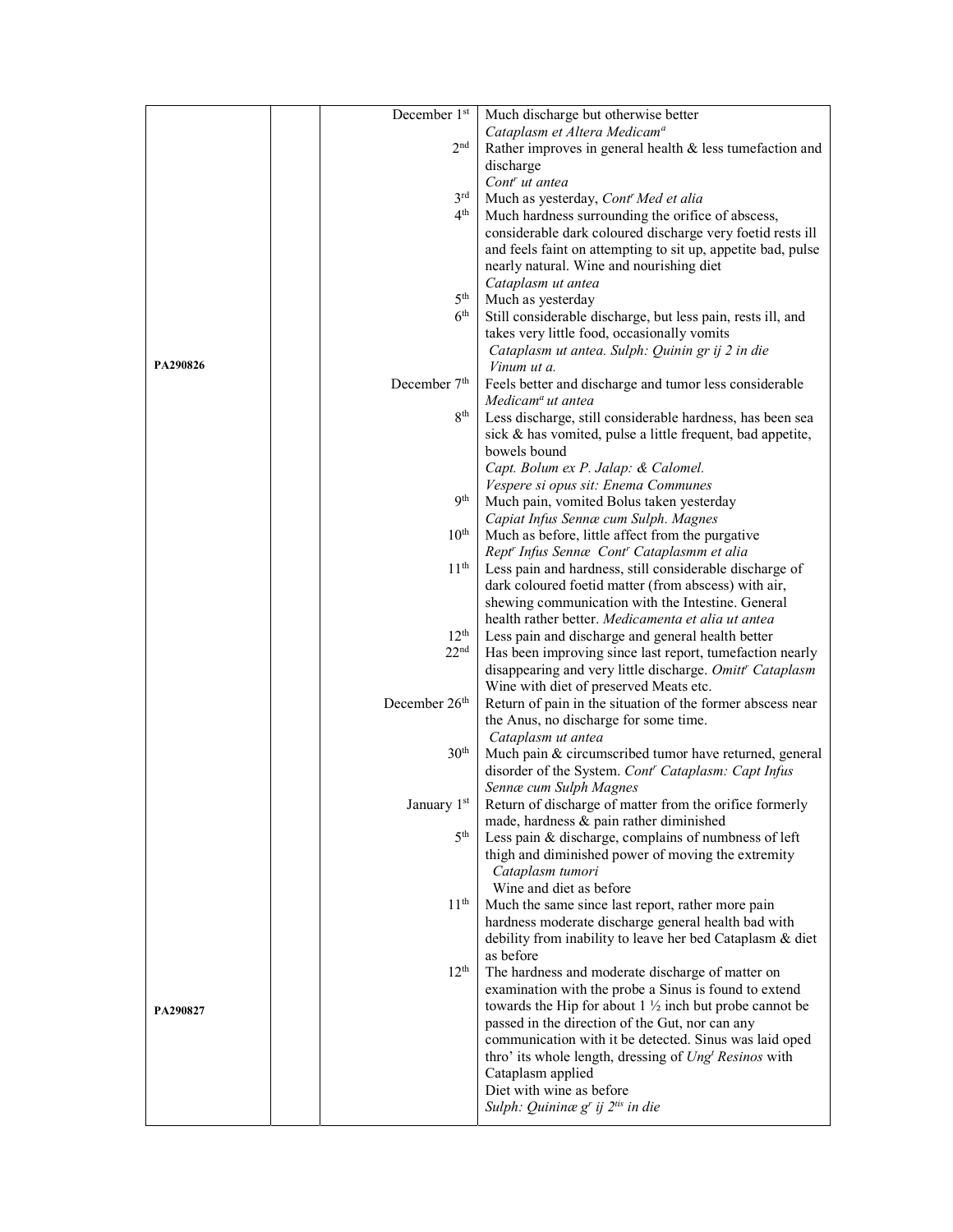| | | | |
|---|---|---|---|
| | | December 1[st] | Much discharge but otherwise better<br>*Cataplasm et Altera Medicam[a]* |
| | | 2[nd] | Rather improves in general health & less tumefaction and discharge<br>*Cont[r] ut antea* |
| | | 3[rd] | Much as yesterday, *Cont[r] Med et alia* |
| | | 4[th] | Much hardness surrounding the orifice of abscess, considerable dark coloured discharge very foetid rests ill and feels faint on attempting to sit up, appetite bad, pulse nearly natural. Wine and nourishing diet<br>*Cataplasm ut antea* |
| | | 5[th] | Much as yesterday |
| PA290826 | | 6[th] | Still considerable discharge, but less pain, rests ill, and takes very little food, occasionally vomits<br>*Cataplasm ut antea. Sulph: Quinin gr ij 2 in die*<br>*Vinum ut a.* |
| | | December 7[th] | Feels better and discharge and tumor less considerable<br>*Medicam[a] ut antea* |
| | | 8[th] | Less discharge, still considerable hardness, has been sea sick & has vomited, pulse a little frequent, bad appetite, bowels bound<br>*Capt. Bolum ex P. Jalap: & Calomel.*<br>*Vespere si opus sit: Enema Communes* |
| | | 9[th] | Much pain, vomited Bolus taken yesterday<br>*Capiat Infus Sennæ cum Sulph. Magnes* |
| | | 10[th] | Much as before, little affect from the purgative<br>*Rept[r] Infus Sennæ Cont[r] Cataplasmm et alia* |
| | | 11[th] | Less pain and hardness, still considerable discharge of dark coloured foetid matter (from abscess) with air, shewing communication with the Intestine. General health rather better. *Medicamenta et alia ut antea* |
| | | 12[th] | Less pain and discharge and general health better |
| | | 22[nd] | Has been improving since last report, tumefaction nearly disappearing and very little discharge. *Omitt[r] Cataplasm* Wine with diet of preserved Meats etc. |
| | | December 26[th] | Return of pain in the situation of the former abscess near the Anus, no discharge for some time.<br>*Cataplasm ut antea* |
| | | 30[th] | Much pain & circumscribed tumor have returned, general disorder of the System. *Cont[r] Cataplasm: Capt Infus Sennæ cum Sulph Magnes* |
| | | January 1[st] | Return of discharge of matter from the orifice formerly made, hardness & pain rather diminished |
| | | 5[th] | Less pain & discharge, complains of numbness of left thigh and diminished power of moving the extremity<br>*Cataplasm tumori*<br>Wine and diet as before |
| | | 11[th] | Much the same since last report, rather more pain hardness moderate discharge general health bad with debility from inability to leave her bed Cataplasm & diet as before |
| PA290827 | | 12[th] | The hardness and moderate discharge of matter on examination with the probe a Sinus is found to extend towards the Hip for about 1 ½ inch but probe cannot be passed in the direction of the Gut, nor can any communication with it be detected. Sinus was laid oped thro' its whole length, dressing of *Ung[t] Resinos* with Cataplasm applied<br>Diet with wine as before<br>*Sulph: Quininæ g[r] ij 2[tis] in die* |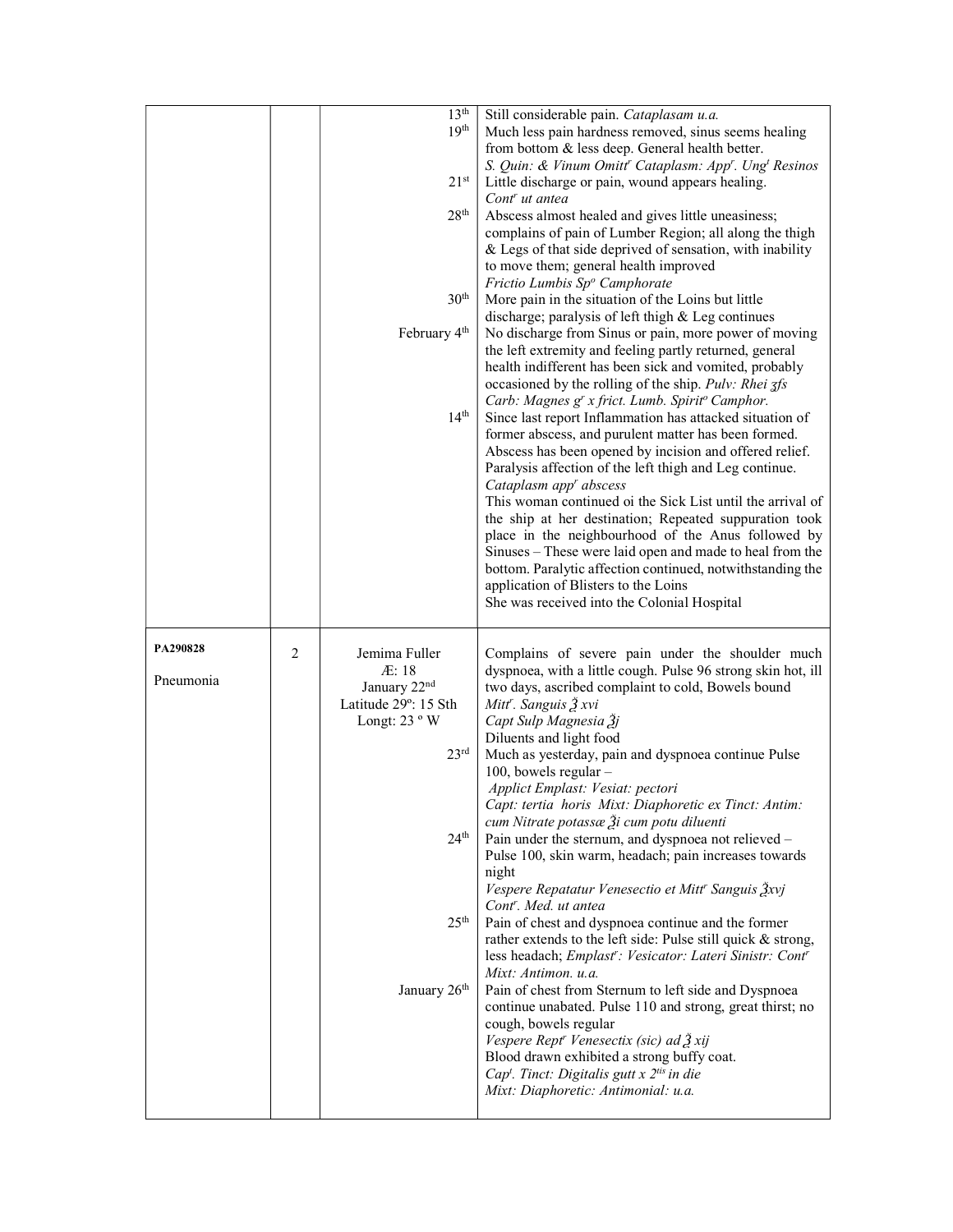| | | | |
|---|---|---|---|
| | | 13th<br>19th<br><br><br><br>21st<br><br>28th<br><br><br><br><br>30th<br><br>February 4th<br><br><br><br><br>14th | Still considerable pain. *Cataplasam u.a.*<br>Much less pain hardness removed, sinus seems healing from bottom & less deep. General health better.<br>*S. Quin: & Vinum Omitt^r Cataplasm: App^r. Ung^t Resinos*<br>Little discharge or pain, wound appears healing.<br>*Cont^r ut antea*<br>Abscess almost healed and gives little uneasiness; complains of pain of Lumber Region; all along the thigh & Legs of that side deprived of sensation, with inability to move them; general health improved<br>*Frictio Lumbis Sp^o Camphorate*<br>More pain in the situation of the Loins but little discharge; paralysis of left thigh & Leg continues<br>No discharge from Sinus or pain, more power of moving the left extremity and feeling partly returned, general health indifferent has been sick and vomited, probably occasioned by the rolling of the ship. *Pulv: Rhei ʒfs Carb: Magnes g^r x frict. Lumb. Spirit^o Camphor.*<br>Since last report Inflammation has attacked situation of former abscess, and purulent matter has been formed. Abscess has been opened by incision and offered relief. Paralysis affection of the left thigh and Leg continue.<br>*Cataplasm app^r abscess*<br>This woman continued oi the Sick List until the arrival of the ship at her destination; Repeated suppuration took place in the neighbourhood of the Anus followed by Sinuses – These were laid open and made to heal from the bottom. Paralytic affection continued, notwithstanding the application of Blisters to the Loins<br>She was received into the Colonial Hospital |
| **PA290828**<br><br>Pneumonia | 2 | Jemima Fuller<br>Æ: 18<br>January 22nd<br>Latitude 29º: 15 Sth<br>Longt: 23 º W<br><br><br><br>23rd<br><br><br><br><br><br>24th<br><br><br><br><br>25th<br><br><br><br>January 26th | Complains of severe pain under the shoulder much dyspnoea, with a little cough. Pulse 96 strong skin hot, ill two days, ascribed complaint to cold, Bowels bound<br>*Mitt^r. Sanguis ℥ xvi*<br>*Capt Sulp Magnesia ℥j*<br>Diluents and light food<br>Much as yesterday, pain and dyspnoea continue Pulse 100, bowels regular –<br>*Applict Emplast: Vesiat: pectori*<br>*Capt: tertia horis Mixt: Diaphoretic ex Tinct: Antim: cum Nitrate potassæ ℥i cum potu diluenti*<br>Pain under the sternum, and dyspnoea not relieved – Pulse 100, skin warm, headach; pain increases towards night<br>*Vespere Repatatur Venesectio et Mitt^r Sanguis ℥xvj*<br>*Cont^r. Med. ut antea*<br>Pain of chest and dyspnoea continue and the former rather extends to the left side: Pulse still quick & strong, less headach; *Emplast^r: Vesicator: Lateri Sinistr: Cont^r Mixt: Antimon. u.a.*<br>Pain of chest from Sternum to left side and Dyspnoea continue unabated. Pulse 110 and strong, great thirst; no cough, bowels regular<br>*Vespere Rept^r Venesectix (sic) ad ℥ xij*<br>Blood drawn exhibited a strong buffy coat.<br>*Cap^t. Tinct: Digitalis gutt x 2^tis in die*<br>*Mixt: Diaphoretic: Antimonial: u.a.* |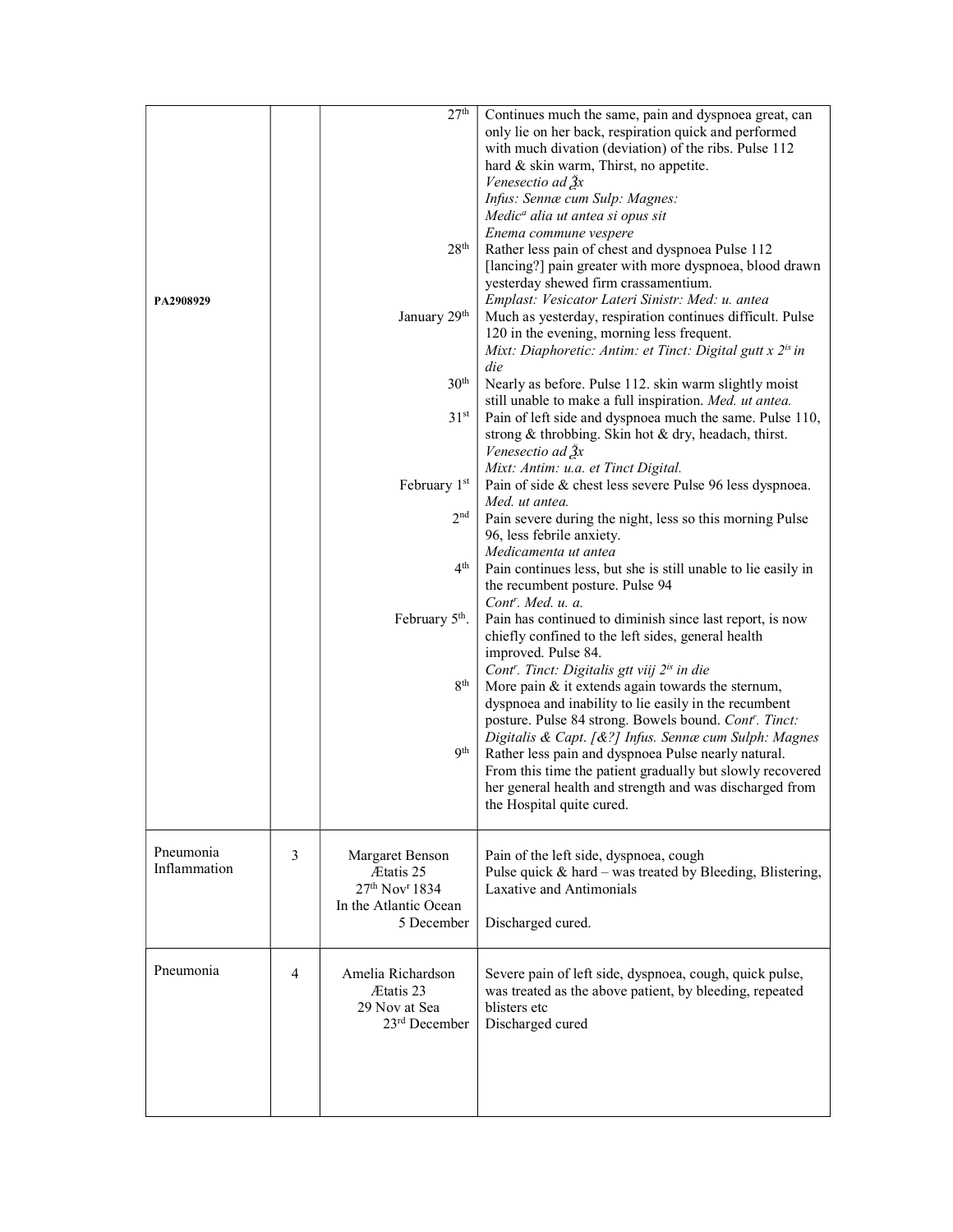| | | | |
|---|---|---|---|
| PA2908929 | | 27th<br><br><br><br><br><br><br><br><br>28th<br><br><br><br>January 29th<br><br><br>30th<br><br>31st<br><br><br><br>February 1st<br><br>2nd<br><br><br>4th<br><br><br>February 5th.<br><br><br><br>8th<br><br><br><br>9th | Continues much the same, pain and dyspnoea great, can only lie on her back, respiration quick and performed with much divation (deviation) of the ribs. Pulse 112 hard & skin warm, Thirst, no appetite.<br>*Venesectio ad ℥x*<br>*Infus: Sennæ cum Sulp: Magnes:*<br>*Medic[a] alia ut antea si opus sit*<br>*Enema commune vespere*<br>Rather less pain of chest and dyspnoea Pulse 112 [lancing?] pain greater with more dyspnoea, blood drawn yesterday shewed firm crassamentium.<br>*Emplast: Vesicator Lateri Sinistr: Med: u. antea*<br>Much as yesterday, respiration continues difficult. Pulse 120 in the evening, morning less frequent.<br>*Mixt: Diaphoretic: Antim: et Tinct: Digital gutt x 2is in die*<br>Nearly as before. Pulse 112. skin warm slightly moist still unable to make a full inspiration. *Med. ut antea.*<br>Pain of left side and dyspnoea much the same. Pulse 110, strong & throbbing. Skin hot & dry, headach, thirst.<br>*Venesectio ad ℥x*<br>*Mixt: Antim: u.a. et Tinct Digital.*<br>Pain of side & chest less severe Pulse 96 less dyspnoea.<br>*Med. ut antea.*<br>Pain severe during the night, less so this morning Pulse 96, less febrile anxiety.<br>*Medicamenta ut antea*<br>Pain continues less, but she is still unable to lie easily in the recumbent posture. Pulse 94<br>*Cont[r]. Med. u. a.*<br>Pain has continued to diminish since last report, is now chiefly confined to the left sides, general health improved. Pulse 84.<br>*Cont[r]. Tinct: Digitalis gtt viij 2is in die*<br>More pain & it extends again towards the sternum, dyspnoea and inability to lie easily in the recumbent posture. Pulse 84 strong. Bowels bound. *Cont[r]. Tinct: Digitalis & Capt. [&?] Infus. Sennæ cum Sulph: Magnes*<br>Rather less pain and dyspnoea Pulse nearly natural. From this time the patient gradually but slowly recovered her general health and strength and was discharged from the Hospital quite cured. |
| Pneumonia Inflammation | 3 | Margaret Benson<br>Ætatis 25<br>27th Nov[r] 1834<br>In the Atlantic Ocean<br>5 December | Pain of the left side, dyspnoea, cough<br>Pulse quick & hard – was treated by Bleeding, Blistering, Laxative and Antimonials<br><br>Discharged cured. |
| Pneumonia | 4 | Amelia Richardson<br>Ætatis 23<br>29 Nov at Sea<br>23rd December | Severe pain of left side, dyspnoea, cough, quick pulse, was treated as the above patient, by bleeding, repeated blisters etc<br>Discharged cured |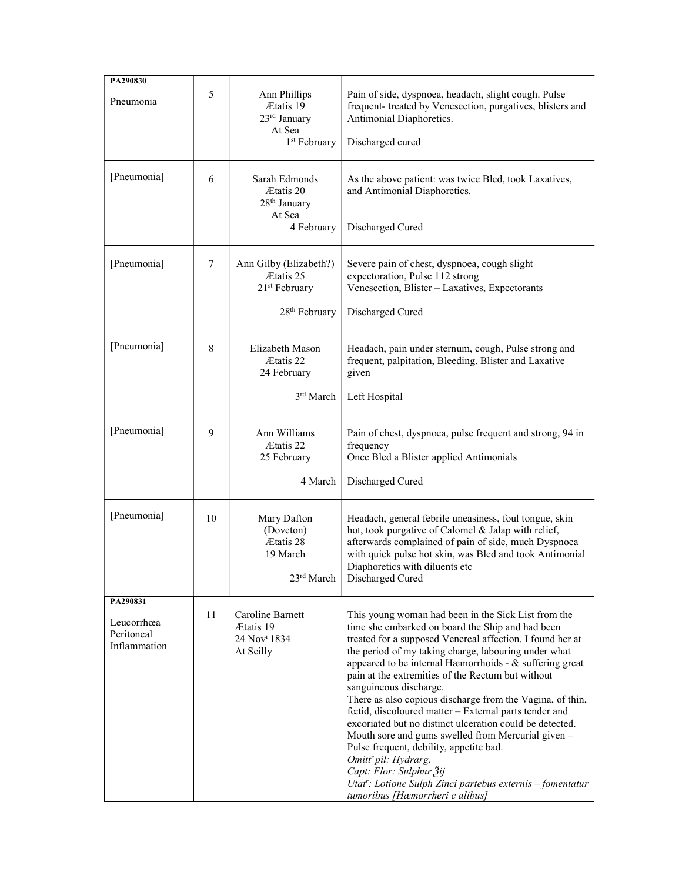| | | | |
|---|---|---|---|
| **PA290830**<br>Pneumonia | 5 | Ann Phillips<br>Ætatis 19<br>23rd January<br>At Sea<br>1st February | Pain of side, dyspnoea, headach, slight cough. Pulse frequent- treated by Venesection, purgatives, blisters and Antimonial Diaphoretics.<br><br>Discharged cured |
| [Pneumonia] | 6 | Sarah Edmonds<br>Ætatis 20<br>28th January<br>At Sea<br>4 February | As the above patient: was twice Bled, took Laxatives, and Antimonial Diaphoretics.<br><br>Discharged Cured |
| [Pneumonia] | 7 | Ann Gilby (Elizabeth?)<br>Ætatis 25<br>21st February<br><br>28th February | Severe pain of chest, dyspnoea, cough slight expectoration, Pulse 112 strong<br>Venesection, Blister – Laxatives, Expectorants<br><br>Discharged Cured |
| [Pneumonia] | 8 | Elizabeth Mason<br>Ætatis 22<br>24 February<br><br>3rd March | Headach, pain under sternum, cough, Pulse strong and frequent, palpitation, Bleeding. Blister and Laxative given<br><br>Left Hospital |
| [Pneumonia] | 9 | Ann Williams<br>Ætatis 22<br>25 February<br><br>4 March | Pain of chest, dyspnoea, pulse frequent and strong, 94 in frequency<br>Once Bled a Blister applied Antimonials<br><br>Discharged Cured |
| [Pneumonia] | 10 | Mary Dafton<br>(Doveton)<br>Ætatis 28<br>19 March<br><br>23rd March | Headach, general febrile uneasiness, foul tongue, skin hot, took purgative of Calomel & Jalap with relief, afterwards complained of pain of side, much Dyspnoea with quick pulse hot skin, was Bled and took Antimonial Diaphoretics with diluents etc<br>Discharged Cured |
| **PA290831**<br>Leucorrhœa<br>Peritoneal<br>Inflammation | 11 | Caroline Barnett<br>Ætatis 19<br>24 Novr 1834<br>At Scilly | This young woman had been in the Sick List from the time she embarked on board the Ship and had been treated for a supposed Venereal affection. I found her at the period of my taking charge, labouring under what appeared to be internal Hæmorrhoids - & suffering great pain at the extremities of the Rectum but without sanguineous discharge.<br>There as also copious discharge from the Vagina, of thin, fœtid, discoloured matter – External parts tender and excoriated but no distinct ulceration could be detected. Mouth sore and gums swelled from Mercurial given – Pulse frequent, debility, appetite bad.<br>*Omittr pil: Hydrarg.*<br>*Capt: Flor: Sulphur ℥ij*<br>*Utatr: Lotione Sulph Zinci partebus externis – fomentatur tumoribus [Hæmorrheri c alibus]* |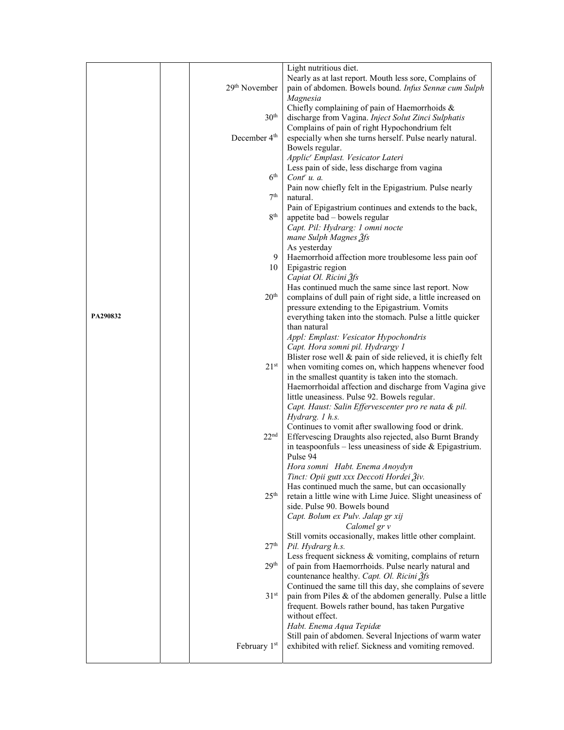| | | | |
|---|---|---|---|
| | | | Light nutritious diet. |
| | | 29th November | Nearly as at last report. Mouth less sore, Complains of pain of abdomen. Bowels bound. *Infus Sennæ cum Sulph Magnesia* |
| | | 30th | Chiefly complaining of pain of Haemorrhoids & discharge from Vagina. *Inject Solut Zinci Sulphatis* |
| | | December 4th | Complains of pain of right Hypochondrium felt especially when she turns herself. Pulse nearly natural. Bowels regular. *Applic^r Emplast. Vesicator Lateri* |
| | | 6th | Less pain of side, less discharge from vagina *Cont^r u. a.* |
| | | 7th | Pain now chiefly felt in the Epigastrium. Pulse nearly natural. |
| | | 8th | Pain of Epigastrium continues and extends to the back, appetite bad – bowels regular *Capt. Pil: Hydrarg: 1 omni nocte* *mane Sulph Magnes ℥fs* |
| | | 9 | As yesterday |
| | | 10 | Haemorrhoid affection more troublesome less pain oof Epigastric region *Capiat Ol. Ricini ℥fs* |
| PA290832 | | 20th | Has continued much the same since last report. Now complains of dull pain of right side, a little increased on pressure extending to the Epigastrium. Vomits everything taken into the stomach. Pulse a little quicker than natural *Appl: Emplast: Vesicator Hypochondris* *Capt. Hora somni pil. Hydrargy 1* |
| | | 21st | Blister rose well & pain of side relieved, it is chiefly felt when vomiting comes on, which happens whenever food in the smallest quantity is taken into the stomach. Haemorrhoidal affection and discharge from Vagina give little uneasiness. Pulse 92. Bowels regular. *Capt. Haust: Salin Effervescenter pro re nata & pil. Hydrarg. 1 h.s.* |
| | | 22nd | Continues to vomit after swallowing food or drink. Effervescing Draughts also rejected, also Burnt Brandy in teaspoonfuls – less uneasiness of side & Epigastrium. Pulse 94 *Hora somni Habt. Enema Anoydyn* *Tinct: Opii gutt xxx Deccoti Hordei ℥iv.* |
| | | 25th | Has continued much the same, but can occasionally retain a little wine with Lime Juice. Slight uneasiness of side. Pulse 90. Bowels bound *Capt. Bolum ex Pulv. Jalap gr xij* *Calomel gr v* |
| | | 27th | Still vomits occasionally, makes little other complaint. *Pil. Hydrarg h.s.* |
| | | 29th | Less frequent sickness & vomiting, complains of return of pain from Haemorrhoids. Pulse nearly natural and countenance healthy. *Capt. Ol. Ricini ℥fs* |
| | | 31st | Continued the same till this day, she complains of severe pain from Piles & of the abdomen generally. Pulse a little frequent. Bowels rather bound, has taken Purgative without effect. *Habt. Enema Aqua Tepidæ* |
| | | February 1st | Still pain of abdomen. Several Injections of warm water exhibited with relief. Sickness and vomiting removed. |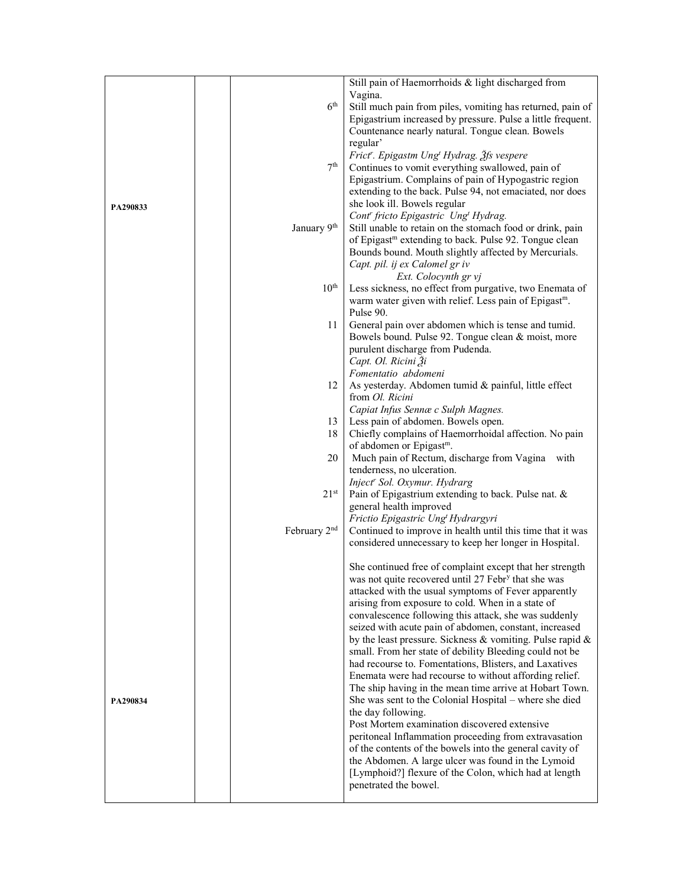| | | | |
|---|---|---|---|
| | | | Still pain of Haemorrhoids & light discharged from Vagina. |
| | | 6th | Still much pain from piles, vomiting has returned, pain of Epigastrium increased by pressure. Pulse a little frequent. Countenance nearly natural. Tongue clean. Bowels regular' *Frictr. Epigastm Ungt Hydrag. ℥ſs vespere* |
| PA290833 | | 7th | Continues to vomit everything swallowed, pain of Epigastrium. Complains of pain of Hypogastric region extending to the back. Pulse 94, not emaciated, nor does she look ill. Bowels regular *Contr fricto Epigastric Ungt Hydrag.* |
| | | January 9th | Still unable to retain on the stomach food or drink, pain of Epigastm extending to back. Pulse 92. Tongue clean Bounds bound. Mouth slightly affected by Mercurials. *Capt. pil. ij ex Calomel gr iv* *Ext. Colocynth gr vj* |
| | | 10th | Less sickness, no effect from purgative, two Enemata of warm water given with relief. Less pain of Epigastm. Pulse 90. |
| | | 11 | General pain over abdomen which is tense and tumid. Bowels bound. Pulse 92. Tongue clean & moist, more purulent discharge from Pudenda. *Capt. Ol. Ricini ℥i* *Fomentatio abdomeni* |
| | | 12 | As yesterday. Abdomen tumid & painful, little effect from *Ol. Ricini* *Capiat Infus Sennæ c Sulph Magnes.* |
| | | 13 | Less pain of abdomen. Bowels open. |
| | | 18 | Chiefly complains of Haemorrhoidal affection. No pain of abdomen or Epigastm. |
| | | 20 | Much pain of Rectum, discharge from Vagina with tenderness, no ulceration. *Injectr Sol. Oxymur. Hydrarg* |
| | | 21st | Pain of Epigastrium extending to back. Pulse nat. & general health improved *Frictio Epigastric Ungt Hydrargyri* |
| | | February 2nd | Continued to improve in health until this time that it was considered unnecessary to keep her longer in Hospital. |
| PA290834 | | | She continued free of complaint except that her strength was not quite recovered until 27 Febry that she was attacked with the usual symptoms of Fever apparently arising from exposure to cold. When in a state of convalescence following this attack, she was suddenly seized with acute pain of abdomen, constant, increased by the least pressure. Sickness & vomiting. Pulse rapid & small. From her state of debility Bleeding could not be had recourse to. Fomentations, Blisters, and Laxatives Enemata were had recourse to without affording relief. The ship having in the mean time arrive at Hobart Town. She was sent to the Colonial Hospital – where she died the day following. Post Mortem examination discovered extensive peritoneal Inflammation proceeding from extravasation of the contents of the bowels into the general cavity of the Abdomen. A large ulcer was found in the Lymoid [Lymphoid?] flexure of the Colon, which had at length penetrated the bowel. |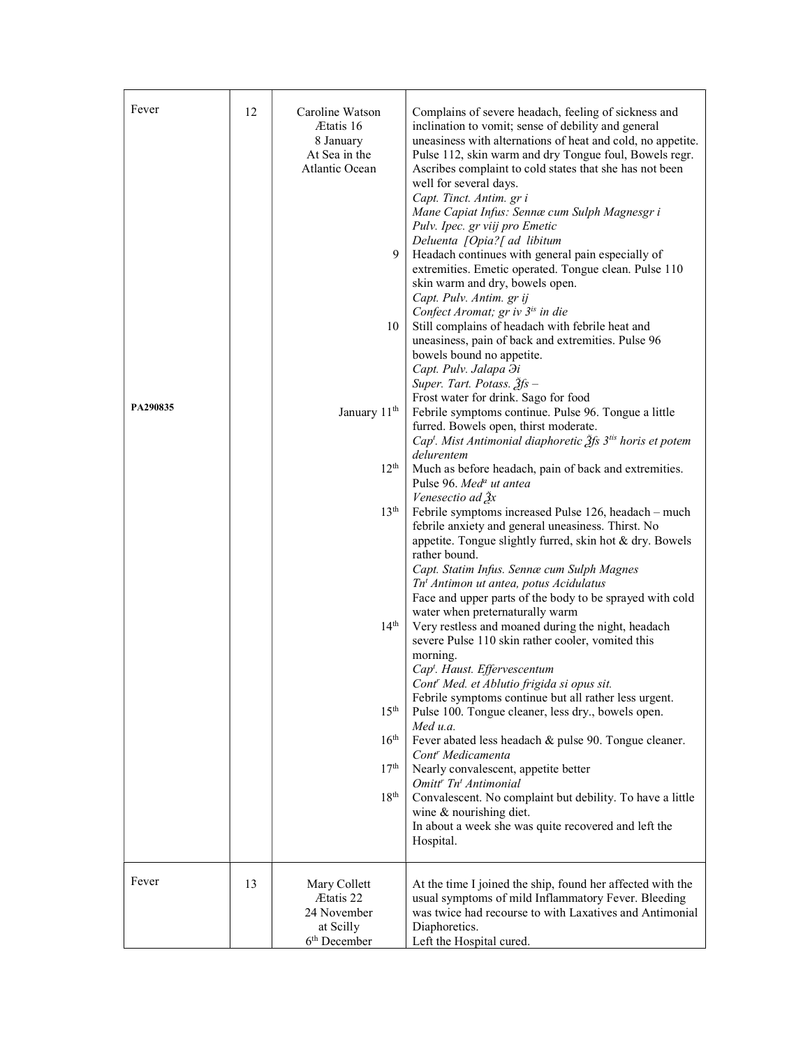| | | | |
|---|---|---|---|
| Fever<br><br><br><br><br><br><br><br><br><br><br><br><br><br><br><br><br><br><br><br>**PA290835** | 12 | Caroline Watson<br>Ætatis 16<br>8 January<br>At Sea in the<br>Atlantic Ocean<br><br><br><br><br><br><br>9<br><br><br><br><br>10<br><br><br><br><br><br>January 11th<br><br><br><br>12th<br><br><br>13th<br><br><br><br><br><br><br><br><br>14th | Complains of severe headach, feeling of sickness and inclination to vomit; sense of debility and general uneasiness with alternations of heat and cold, no appetite. Pulse 112, skin warm and dry Tongue foul, Bowels regr. Ascribes complaint to cold states that she has not been well for several days.<br>*Capt. Tinct. Antim. gr i*<br>*Mane Capiat Infus: Sennæ cum Sulph Magnesgr i*<br>*Pulv. Ipec. gr viij pro Emetic*<br>*Deluenta [Opia?[ ad libitum*<br>Headach continues with general pain especially of extremities. Emetic operated. Tongue clean. Pulse 110 skin warm and dry, bowels open.<br>*Capt. Pulv. Antim. gr ij*<br>*Confect Aromat; gr iv 3is in die*<br>Still complains of headach with febrile heat and uneasiness, pain of back and extremities. Pulse 96 bowels bound no appetite.<br>*Capt. Pulv. Jalapa ℈i*<br>*Super. Tart. Potass. ℥fs –*<br>Frost water for drink. Sago for food<br>Febrile symptoms continue. Pulse 96. Tongue a little furred. Bowels open, thirst moderate.<br>*Capt. Mist Antimonial diaphoretic ℥fs 3tis horis et potem delurentem*<br>Much as before headach, pain of back and extremities. Pulse 96. *Meda ut antea*<br>*Venesectio ad ℥x*<br>Febrile symptoms increased Pulse 126, headach – much febrile anxiety and general uneasiness. Thirst. No appetite. Tongue slightly furred, skin hot & dry. Bowels rather bound.<br>*Capt. Statim Infus. Sennæ cum Sulph Magnes*<br>*Tnt Antimon ut antea, potus Acidulatus*<br>Face and upper parts of the body to be sprayed with cold water when preternaturally warm<br>Very restless and moaned during the night, headach severe Pulse 110 skin rather cooler, vomited this morning.<br>*Capt. Haust. Effervescentum*<br>*Contr Med. et Ablutio frigida si opus sit.* |
| | | 15th<br><br>16th<br><br>17th<br><br>18th | Febrile symptoms continue but all rather less urgent. Pulse 100. Tongue cleaner, less dry., bowels open.<br>*Med u.a.*<br>Fever abated less headach & pulse 90. Tongue cleaner.<br>*Contr Medicamenta*<br>Nearly convalescent, appetite better<br>*Omittr Tnt Antimonial*<br>Convalescent. No complaint but debility. To have a little wine & nourishing diet.<br>In about a week she was quite recovered and left the Hospital. |
| Fever | 13 | Mary Collett<br>Ætatis 22<br>24 November<br>at Scilly<br>6th December | At the time I joined the ship, found her affected with the usual symptoms of mild Inflammatory Fever. Bleeding was twice had recourse to with Laxatives and Antimonial Diaphoretics.<br>Left the Hospital cured. |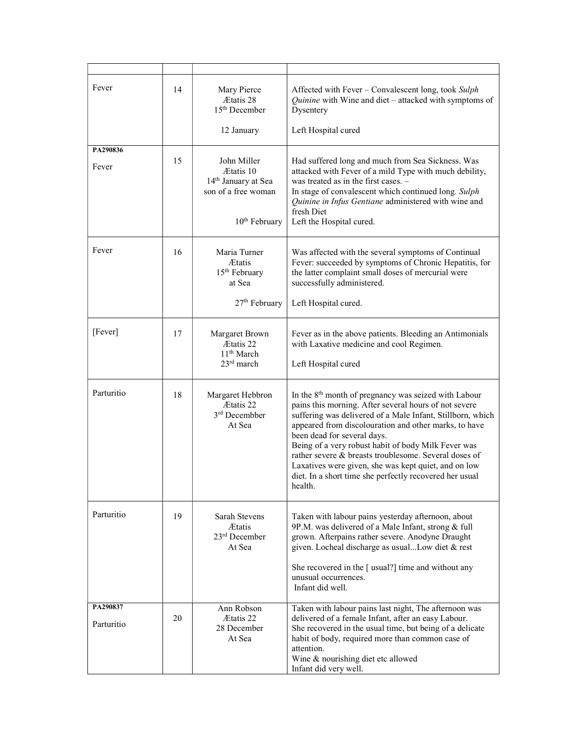| | | | |
|---|---|---|---|
| Fever | 14 | Mary Pierce<br>Ætatis 28<br>15th December<br><br>12 January | Affected with Fever – Convalescent long, took *Sulph Quinine* with Wine and diet – attacked with symptoms of Dysentery<br><br>Left Hospital cured |
| **PA290836**<br><br>Fever | 15 | John Miller<br>Ætatis 10<br>14th January at Sea<br>son of a free woman<br><br>10th February | Had suffered long and much from Sea Sickness. Was attacked with Fever of a mild Type with much debility, was treated as in the first cases. –<br>In stage of convalescent which continued long. *Sulph Quinine in Infus Gentiane* administered with wine and fresh Diet<br>Left the Hospital cured. |
| Fever | 16 | Maria Turner<br>Ætatis<br>15th February<br>at Sea<br><br>27th February | Was affected with the several symptoms of Continual Fever: succeeded by symptoms of Chronic Hepatitis, for the latter complaint small doses of mercurial were successfully administered.<br><br>Left Hospital cured. |
| [Fever] | 17 | Margaret Brown<br>Ætatis 22<br>11th March<br>23rd march | Fever as in the above patients. Bleeding an Antimonials with Laxative medicine and cool Regimen.<br><br>Left Hospital cured |
| Parturitio | 18 | Margaret Hebbron<br>Ætatis 22<br>3rd Decembber<br>At Sea | In the 8th month of pregnancy was seized with Labour pains this morning. After several hours of not severe suffering was delivered of a Male Infant, Stillborn, which appeared from discolouration and other marks, to have been dead for several days.<br>Being of a very robust habit of body Milk Fever was rather severe & breasts troublesome. Several doses of Laxatives were given, she was kept quiet, and on low diet. In a short time she perfectly recovered her usual health. |
| Parturitio | 19 | Sarah Stevens<br>Ætatis<br>23rd December<br>At Sea | Taken with labour pains yesterday afternoon, about 9P.M. was delivered of a Male Infant, strong & full grown. Afterpains rather severe. Anodyne Draught given. Locheal discharge as usual...Low diet & rest<br><br>She recovered in the [ usual?] time and without any unusual occurrences.<br>Infant did well. |
| **PA290837**<br><br>Parturitio | 20 | Ann Robson<br>Ætatis 22<br>28 December<br>At Sea | Taken with labour pains last night, The afternoon was delivered of a female Infant, after an easy Labour.<br>She recovered in the usual time, but being of a delicate habit of body, required more than common case of attention.<br>Wine & nourishing diet etc allowed<br>Infant did very well. |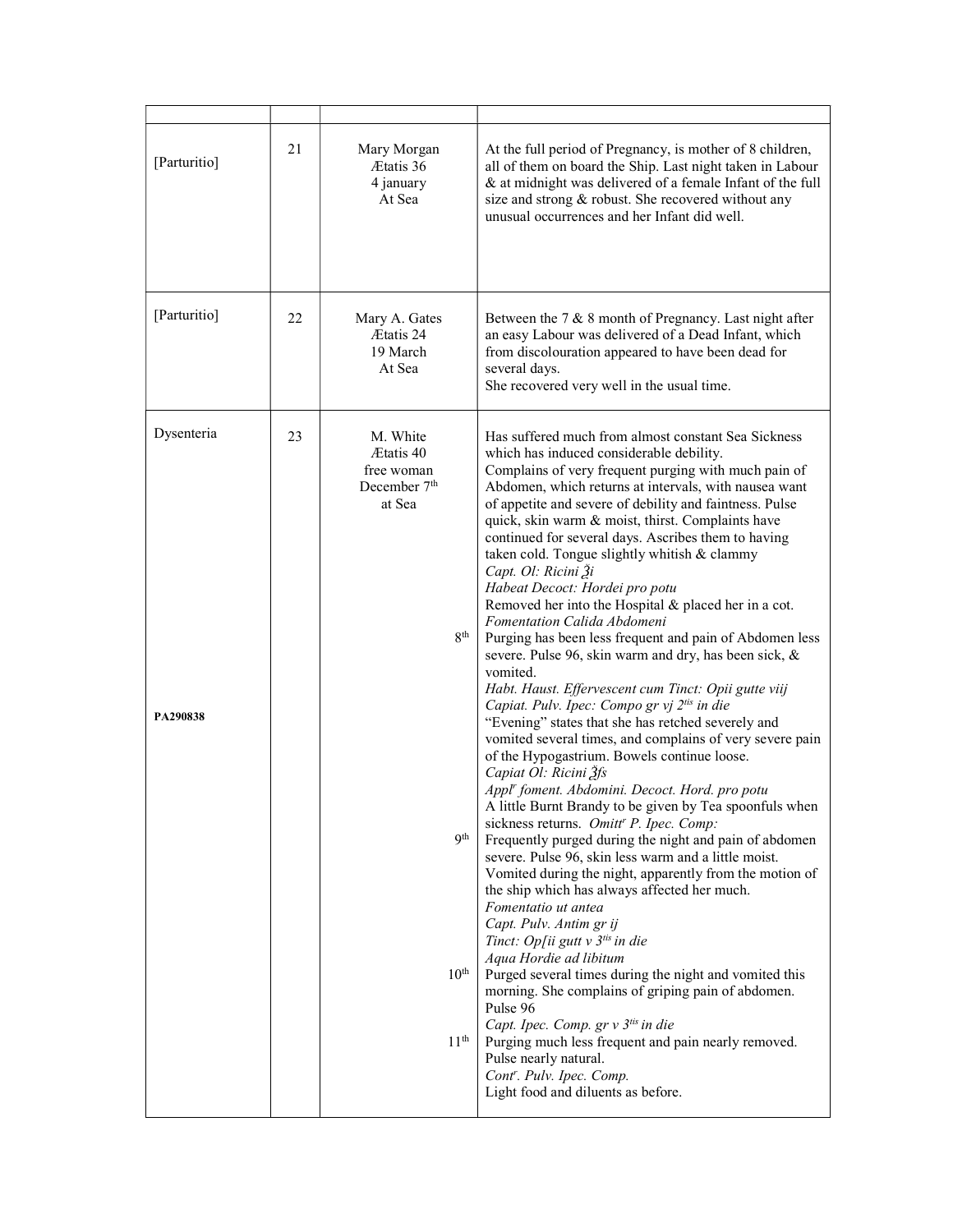| | | | |
|---|---|---|---|
| [Parturitio] | 21 | Mary Morgan<br>Ætatis 36<br>4 january<br>At Sea | At the full period of Pregnancy, is mother of 8 children, all of them on board the Ship. Last night taken in Labour & at midnight was delivered of a female Infant of the full size and strong & robust. She recovered without any unusual occurrences and her Infant did well. |
| [Parturitio] | 22 | Mary A. Gates<br>Ætatis 24<br>19 March<br>At Sea | Between the 7 & 8 month of Pregnancy. Last night after an easy Labour was delivered of a Dead Infant, which from discolouration appeared to have been dead for several days.<br>She recovered very well in the usual time. |
| Dysenteria<br><br>**PA290838** | 23 | M. White<br>Ætatis 40<br>free woman<br>December 7th<br>at Sea<br><br>8th<br><br><br><br><br><br><br><br><br><br><br>9th<br><br><br><br><br><br><br><br>10th<br><br><br><br>11th | Has suffered much from almost constant Sea Sickness which has induced considerable debility.<br>Complains of very frequent purging with much pain of Abdomen, which returns at intervals, with nausea want of appetite and severe of debility and faintness. Pulse quick, skin warm & moist, thirst. Complaints have continued for several days. Ascribes them to having taken cold. Tongue slightly whitish & clammy<br>*Capt. Ol: Ricini ℥i*<br>*Habeat Decoct: Hordei pro potu*<br>Removed her into the Hospital & placed her in a cot.<br>*Fomentation Calida Abdomeni*<br>Purging has been less frequent and pain of Abdomen less severe. Pulse 96, skin warm and dry, has been sick, & vomited.<br>*Habt. Haust. Effervescent cum Tinct: Opii gutte viij*<br>*Capiat. Pulv. Ipec: Compo gr vj 2tis in die*<br>"Evening" states that she has retched severely and vomited several times, and complains of very severe pain of the Hypogastrium. Bowels continue loose.<br>*Capiat Ol: Ricini ℥fs*<br>*Applr foment. Abdomini. Decoct. Hord. pro potu*<br>A little Burnt Brandy to be given by Tea spoonfuls when sickness returns. *Omittr P. Ipec. Comp:*<br>Frequently purged during the night and pain of abdomen severe. Pulse 96, skin less warm and a little moist. Vomited during the night, apparently from the motion of the ship which has always affected her much.<br>*Fomentatio ut antea*<br>*Capt. Pulv. Antim gr ij*<br>*Tinct: Op[ii gutt v 3tis in die*<br>*Aqua Hordie ad libitum*<br>Purged several times during the night and vomited this morning. She complains of griping pain of abdomen. Pulse 96<br>*Capt. Ipec. Comp. gr v 3tis in die*<br>Purging much less frequent and pain nearly removed. Pulse nearly natural.<br>*Contr. Pulv. Ipec. Comp.*<br>Light food and diluents as before. |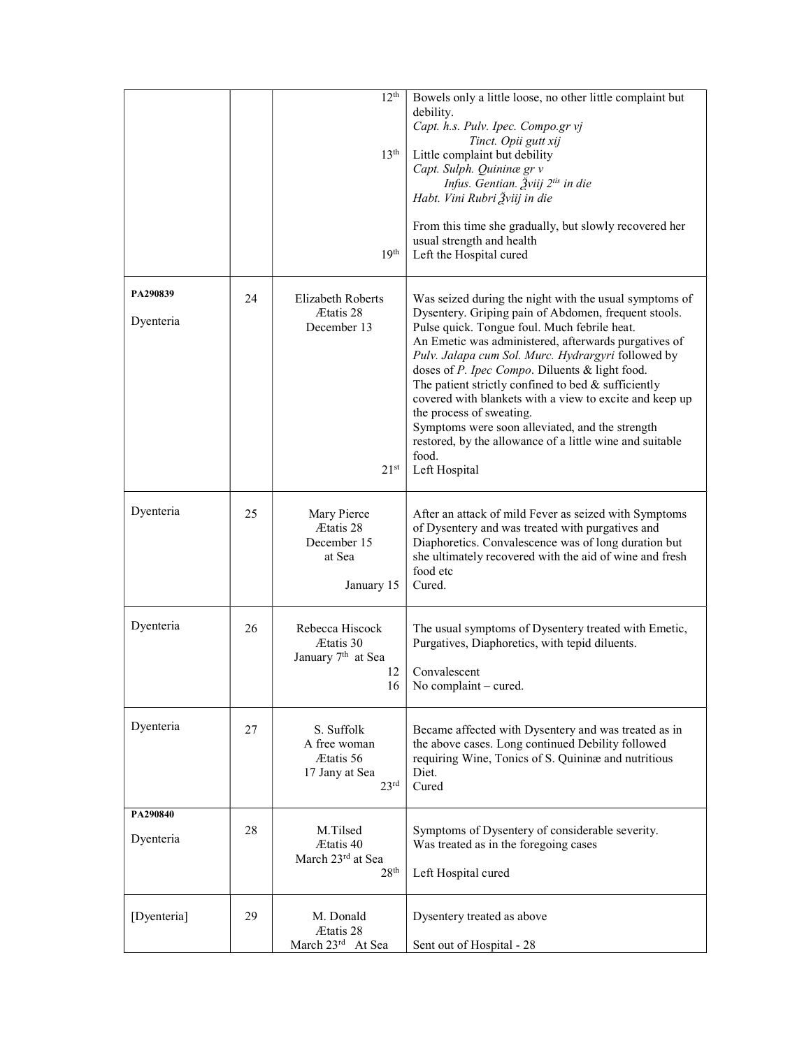| | | | |
|---|---|---|---|
| | | 12th<br><br><br>13th<br><br><br><br><br>19th | Bowels only a little loose, no other little complaint but debility.<br>*Capt. h.s. Pulv. Ipec. Compo.gr vj*<br>*Tinct. Opii gutt xij*<br>Little complaint but debility<br>*Capt. Sulph. Quininæ gr v*<br>*Infus. Gentian. ℥viij 2tis in die*<br>*Habt. Vini Rubri ℥viij in die*<br><br>From this time she gradually, but slowly recovered her usual strength and health<br>Left the Hospital cured |
| **PA290839**<br><br>Dyenteria | 24 | Elizabeth Roberts<br>Ætatis 28<br>December 13<br><br><br><br><br><br><br><br><br><br><br>21st | Was seized during the night with the usual symptoms of Dysentery. Griping pain of Abdomen, frequent stools. Pulse quick. Tongue foul. Much febrile heat.<br>An Emetic was administered, afterwards purgatives of *Pulv. Jalapa cum Sol. Murc. Hydrargyri* followed by doses of *P. Ipec Compo*. Diluents & light food.<br>The patient strictly confined to bed & sufficiently covered with blankets with a view to excite and keep up the process of sweating.<br>Symptoms were soon alleviated, and the strength restored, by the allowance of a little wine and suitable food.<br>Left Hospital |
| Dyenteria | 25 | Mary Pierce<br>Ætatis 28<br>December 15<br>at Sea<br><br>January 15 | After an attack of mild Fever as seized with Symptoms of Dysentery and was treated with purgatives and Diaphoretics. Convalescence was of long duration but she ultimately recovered with the aid of wine and fresh food etc<br>Cured. |
| Dyenteria | 26 | Rebecca Hiscock<br>Ætatis 30<br>January 7th at Sea<br>12<br>16 | The usual symptoms of Dysentery treated with Emetic, Purgatives, Diaphoretics, with tepid diluents.<br><br>Convalescent<br>No complaint – cured. |
| Dyenteria | 27 | S. Suffolk<br>A free woman<br>Ætatis 56<br>17 Jany at Sea<br>23rd | Became affected with Dysentery and was treated as in the above cases. Long continued Debility followed requiring Wine, Tonics of S. Quininæ and nutritious Diet.<br>Cured |
| **PA290840**<br><br>Dyenteria | 28 | M.Tilsed<br>Ætatis 40<br>March 23rd at Sea<br>28th | Symptoms of Dysentery of considerable severity.<br>Was treated as in the foregoing cases<br><br>Left Hospital cured |
| [Dyenteria] | 29 | M. Donald<br>Ætatis 28<br>March 23rd At Sea | Dysentery treated as above<br><br>Sent out of Hospital - 28 |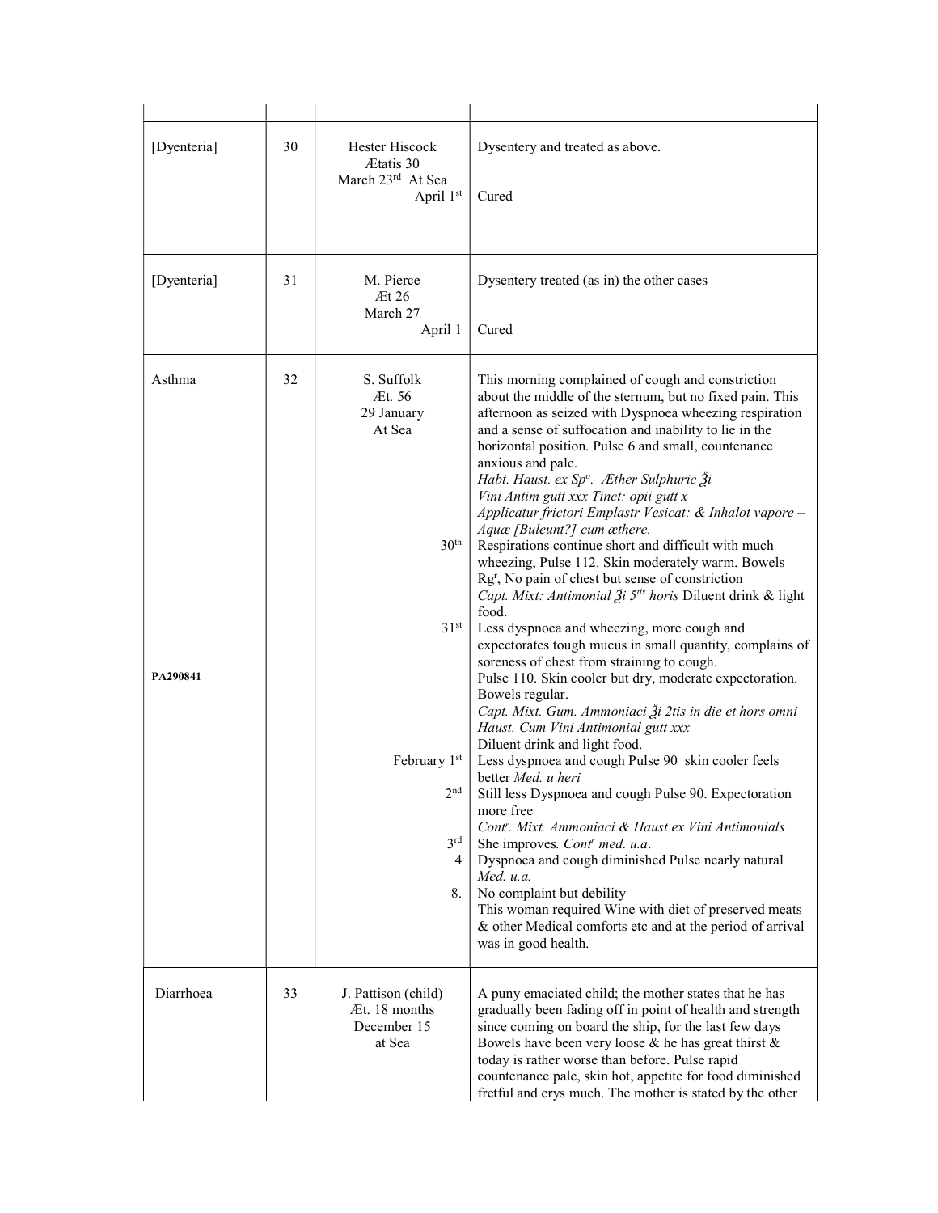| | | | |
|---|---|---|---|
| [Dyenteria] | 30 | Hester Hiscock<br>Ætatis 30<br>March 23rd At Sea<br>April 1st | Dysentery and treated as above.<br><br>Cured |
| [Dyenteria] | 31 | M. Pierce<br>Æt 26<br>March 27<br>April 1 | Dysentery treated (as in) the other cases<br><br>Cured |
| Asthma<br><br>**PA290841** | 32 | S. Suffolk<br>Æt. 56<br>29 January<br>At Sea<br><br>30th<br><br>31st<br><br>February 1st<br>2nd<br>3rd<br>4<br>8. | This morning complained of cough and constriction about the middle of the sternum, but no fixed pain. This afternoon as seized with Dyspnoea wheezing respiration and a sense of suffocation and inability to lie in the horizontal position. Pulse 6 and small, countenance anxious and pale.<br>*Habt. Haust. ex Spo. Æther Sulphuric ℥i*<br>*Vini Antim gutt xxx Tinct: opii gutt x*<br>*Applicatur frictori Emplastr Vesicat: & Inhalot vapore – Aquæ [Buleunt?] cum æthere.*<br>Respirations continue short and difficult with much wheezing, Pulse 112. Skin moderately warm. Bowels Rgr, No pain of chest but sense of constriction<br>*Capt. Mixt: Antimonial ℥i 5tis horis* Diluent drink & light food.<br>Less dyspnoea and wheezing, more cough and expectorates tough mucus in small quantity, complains of soreness of chest from straining to cough.<br>Pulse 110. Skin cooler but dry, moderate expectoration. Bowels regular.<br>*Capt. Mixt. Gum. Ammoniaci ℥i 2tis in die et hors omni Haust. Cum Vini Antimonial gutt xxx*<br>Diluent drink and light food.<br>Less dyspnoea and cough Pulse 90 skin cooler feels better *Med. u heri*<br>Still less Dyspnoea and cough Pulse 90. Expectoration more free<br>*Contr. Mixt. Ammoniaci & Haust ex Vini Antimonials*<br>She improves. *Contr med. u.a.*<br>Dyspnoea and cough diminished Pulse nearly natural *Med. u.a.*<br>No complaint but debility<br>This woman required Wine with diet of preserved meats & other Medical comforts etc and at the period of arrival was in good health. |
| Diarrhoea | 33 | J. Pattison (child)<br>Æt. 18 months<br>December 15<br>at Sea | A puny emaciated child; the mother states that he has gradually been fading off in point of health and strength since coming on board the ship, for the last few days Bowels have been very loose & he has great thirst & today is rather worse than before. Pulse rapid countenance pale, skin hot, appetite for food diminished fretful and crys much. The mother is stated by the other |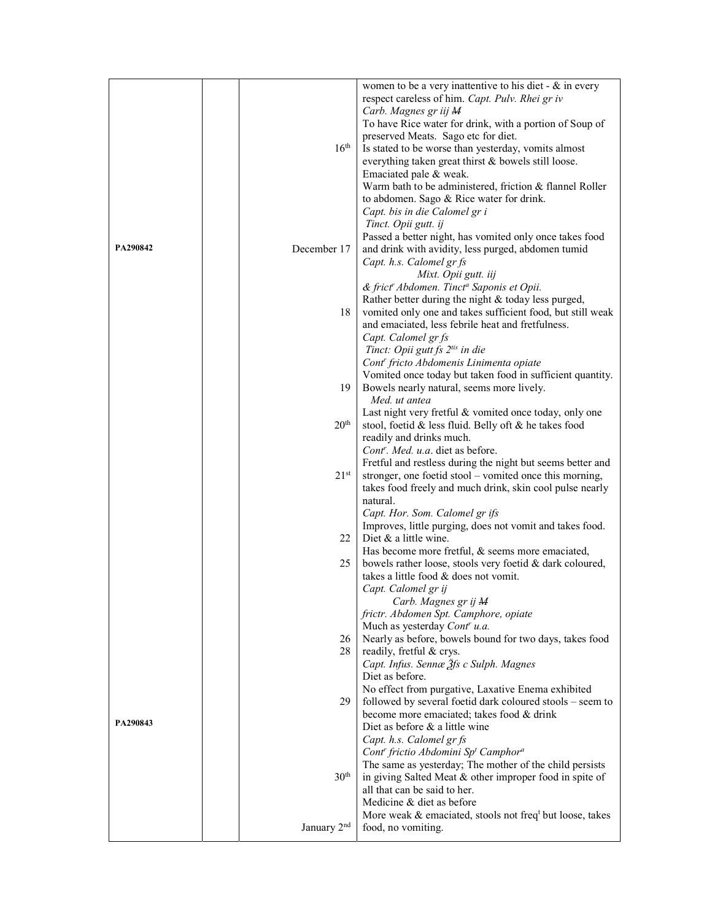| | | | |
|---|---|---|---|
| | | | women to be a very inattentive to his diet - & in every respect careless of him. *Capt. Pulv. Rhei gr iv* *Carb. Magnes gr iij ~~M~~* To have Rice water for drink, with a portion of Soup of preserved Meats. Sago etc for diet. |
| | | 16th | Is stated to be worse than yesterday, vomits almost everything taken great thirst & bowels still loose. Emaciated pale & weak. Warm bath to be administered, friction & flannel Roller to abdomen. Sago & Rice water for drink. *Capt. bis in die Calomel gr i* *Tinct. Opii gutt. ij* |
| PA290842 | | December 17 | Passed a better night, has vomited only once takes food and drink with avidity, less purged, abdomen tumid *Capt. h.s. Calomel gr fs* *Mixt. Opii gutt. iij* *& frict[r] Abdomen. Tinct[a] Saponis et Opii.* |
| | | 18 | Rather better during the night & today less purged, vomited only one and takes sufficient food, but still weak and emaciated, less febrile heat and fretfulness. *Capt. Calomel gr fs* *Tinct: Opii gutt fs 2[tis] in die* *Cont[r] fricto Abdomenis Linimenta opiate* |
| | | 19 | Vomited once today but taken food in sufficient quantity. Bowels nearly natural, seems more lively. *Med. ut antea* |
| | | 20th | Last night very fretful & vomited once today, only one stool, foetid & less fluid. Belly oft & he takes food readily and drinks much. *Cont[r]. Med. u.a*. diet as before. |
| | | 21st | Fretful and restless during the night but seems better and stronger, one foetid stool – vomited once this morning, takes food freely and much drink, skin cool pulse nearly natural. *Capt. Hor. Som. Calomel gr ifs* |
| | | 22 | Improves, little purging, does not vomit and takes food. Diet & a little wine. |
| | | 25 | Has become more fretful, & seems more emaciated, bowels rather loose, stools very foetid & dark coloured, takes a little food & does not vomit. *Capt. Calomel gr ij* *Carb. Magnes gr ij ~~M~~* *frictr. Abdomen Spt. Camphore, opiate* |
| | | 26 | Much as yesterday *Cont[r] u.a.* |
| | | 28 | Nearly as before, bowels bound for two days, takes food readily, fretful & crys. *Capt. Infus. Sennæ ℥fs c Sulph. Magnes* Diet as before. |
| PA290843 | | 29 | No effect from purgative, Laxative Enema exhibited followed by several foetid dark coloured stools – seem to become more emaciated; takes food & drink Diet as before & a little wine *Capt. h.s. Calomel gr fs* *Cont[r] frictio Abdomini Sp[t] Camphor[a]* |
| | | 30th | The same as yesterday; The mother of the child persists in giving Salted Meat & other improper food in spite of all that can be said to her. Medicine & diet as before |
| | | January 2nd | More weak & emaciated, stools not freq[t] but loose, takes food, no vomiting. |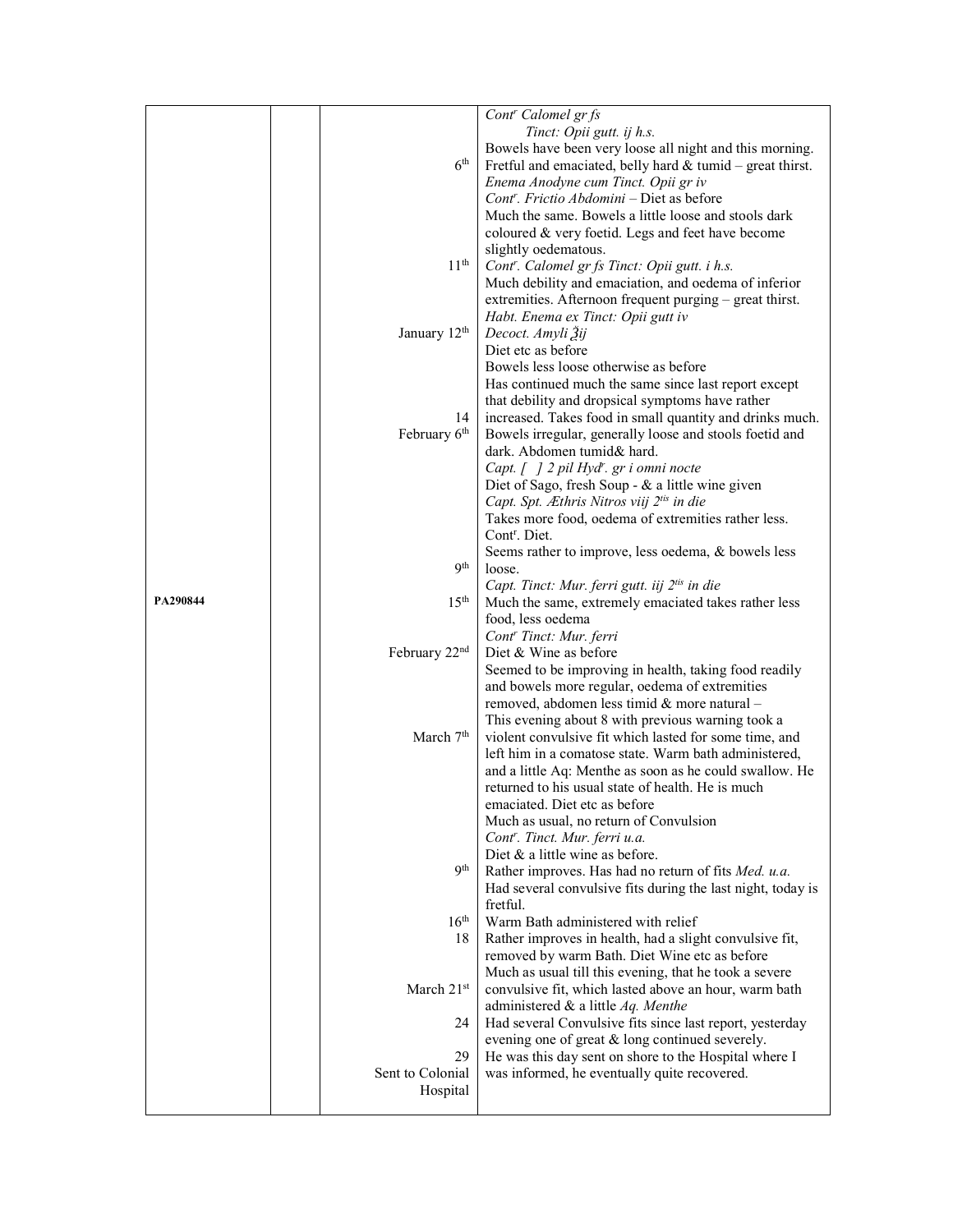| | | | |
|---|---|---|---|
| | | | *Cont^r Calomel gr fs* |
| | | | *Tinct: Opii gutt. ij h.s.* |
| | | 6th | Bowels have been very loose all night and this morning. Fretful and emaciated, belly hard & tumid – great thirst. *Enema Anodyne cum Tinct. Opii gr iv* |
| | | | *Cont^r. Frictio Abdomini* – Diet as before |
| | | 11th | Much the same. Bowels a little loose and stools dark coloured & very foetid. Legs and feet have become slightly oedematous. *Cont^r. Calomel gr fs Tinct: Opii gutt. i h.s.* |
| | | January 12th | Much debility and emaciation, and oedema of inferior extremities. Afternoon frequent purging – great thirst. *Habt. Enema ex Tinct: Opii gutt iv* *Decoct. Amyli ℥ij* Diet etc as before |
| | | 14 | Bowels less loose otherwise as before |
| | | February 6th | Has continued much the same since last report except that debility and dropsical symptoms have rather increased. Takes food in small quantity and drinks much. Bowels irregular, generally loose and stools foetid and dark. Abdomen tumid& hard. *Capt. [ ] 2 pil Hyd^r. gr i omni nocte* Diet of Sago, fresh Soup - & a little wine given *Capt. Spt. Æthris Nitros viij 2^tis in die* |
| | | 9th | Takes more food, oedema of extremities rather less. Cont^r. Diet. Seems rather to improve, less oedema, & bowels less loose. *Capt. Tinct: Mur. ferri gutt. iij 2^tis in die* |
| PA290844 | | 15th | Much the same, extremely emaciated takes rather less food, less oedema *Cont^r Tinct: Mur. ferri* |
| | | February 22nd | Diet & Wine as before Seemed to be improving in health, taking food readily and bowels more regular, oedema of extremities removed, abdomen less timid & more natural – |
| | | March 7th | This evening about 8 with previous warning took a violent convulsive fit which lasted for some time, and left him in a comatose state. Warm bath administered, and a little Aq: Menthe as soon as he could swallow. He returned to his usual state of health. He is much emaciated. Diet etc as before |
| | | 9th | Much as usual, no return of Convulsion *Cont^r. Tinct. Mur. ferri u.a.* Diet & a little wine as before. Rather improves. Has had no return of fits *Med. u.a.* |
| | | 16th | Had several convulsive fits during the last night, today is fretful. Warm Bath administered with relief |
| | | 18 | Rather improves in health, had a slight convulsive fit, removed by warm Bath. Diet Wine etc as before |
| | | March 21st | Much as usual till this evening, that he took a severe convulsive fit, which lasted above an hour, warm bath administered & a little *Aq. Menthe* |
| | | 24 | Had several Convulsive fits since last report, yesterday evening one of great & long continued severely. |
| | | 29 Sent to Colonial Hospital | He was this day sent on shore to the Hospital where I was informed, he eventually quite recovered. |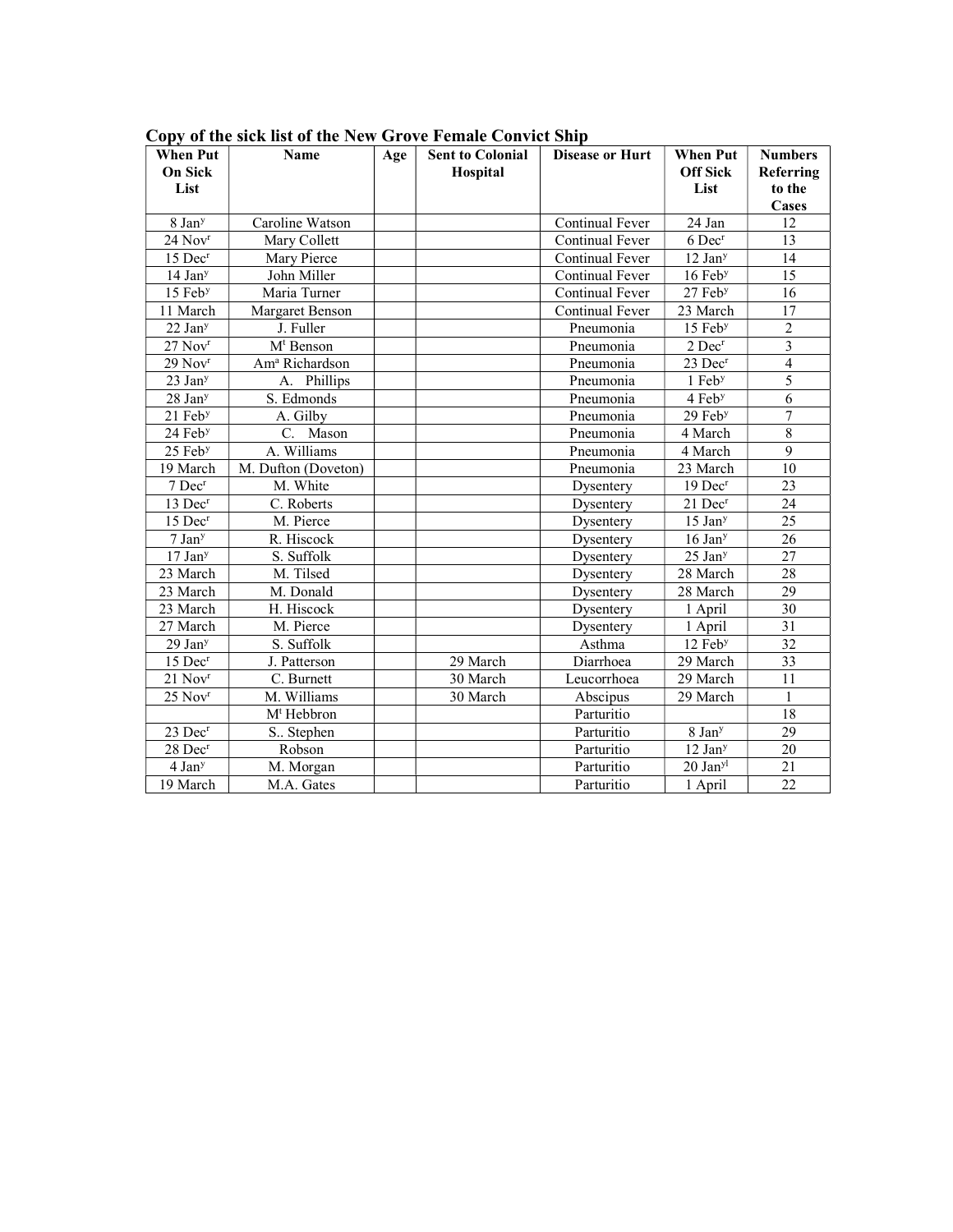**Copy of the sick list of the New Grove Female Convict Ship**

| When Put On Sick List | Name | Age | Sent to Colonial Hospital | Disease or Hurt | When Put Off Sick List | Numbers Referring to the Cases |
|---|---|---|---|---|---|---|
| 8 Jan[y] | Caroline Watson | | | Continual Fever | 24 Jan | 12 |
| 24 Nov[r] | Mary Collett | | | Continual Fever | 6 Dec[r] | 13 |
| 15 Dec[r] | Mary Pierce | | | Continual Fever | 12 Jan[y] | 14 |
| 14 Jan[y] | John Miller | | | Continual Fever | 16 Feb[y] | 15 |
| 15 Feb[y] | Maria Turner | | | Continual Fever | 27 Feb[y] | 16 |
| 11 March | Margaret Benson | | | Continual Fever | 23 March | 17 |
| 22 Jan[y] | J. Fuller | | | Pneumonia | 15 Feb[y] | 2 |
| 27 Nov[r] | M[t] Benson | | | Pneumonia | 2 Dec[r] | 3 |
| 29 Nov[r] | Am[a] Richardson | | | Pneumonia | 23 Dec[r] | 4 |
| 23 Jan[y] | A. Phillips | | | Pneumonia | 1 Feb[y] | 5 |
| 28 Jan[y] | S. Edmonds | | | Pneumonia | 4 Feb[y] | 6 |
| 21 Feb[y] | A. Gilby | | | Pneumonia | 29 Feb[y] | 7 |
| 24 Feb[y] | C. Mason | | | Pneumonia | 4 March | 8 |
| 25 Feb[y] | A. Williams | | | Pneumonia | 4 March | 9 |
| 19 March | M. Dufton (Doveton) | | | Pneumonia | 23 March | 10 |
| 7 Dec[r] | M. White | | | Dysentery | 19 Dec[r] | 23 |
| 13 Dec[r] | C. Roberts | | | Dysentery | 21 Dec[r] | 24 |
| 15 Dec[r] | M. Pierce | | | Dysentery | 15 Jan[y] | 25 |
| 7 Jan[y] | R. Hiscock | | | Dysentery | 16 Jan[y] | 26 |
| 17 Jan[y] | S. Suffolk | | | Dysentery | 25 Jan[y] | 27 |
| 23 March | M. Tilsed | | | Dysentery | 28 March | 28 |
| 23 March | M. Donald | | | Dysentery | 28 March | 29 |
| 23 March | H. Hiscock | | | Dysentery | 1 April | 30 |
| 27 March | M. Pierce | | | Dysentery | 1 April | 31 |
| 29 Jan[y] | S. Suffolk | | | Asthma | 12 Feb[y] | 32 |
| 15 Dec[r] | J. Patterson | | 29 March | Diarrhoea | 29 March | 33 |
| 21 Nov[r] | C. Burnett | | 30 March | Leucorrhoea | 29 March | 11 |
| 25 Nov[r] | M. Williams | | 30 March | Abscipus | 29 March | 1 |
| | M[t] Hebbron | | | Parturitio | | 18 |
| 23 Dec[r] | S.. Stephen | | | Parturitio | 8 Jan[y] | 29 |
| 28 Dec[r] | Robson | | | Parturitio | 12 Jan[y] | 20 |
| 4 Jan[y] | M. Morgan | | | Parturitio | 20 Jan[yl] | 21 |
| 19 March | M.A. Gates | | | Parturitio | 1 April | 22 |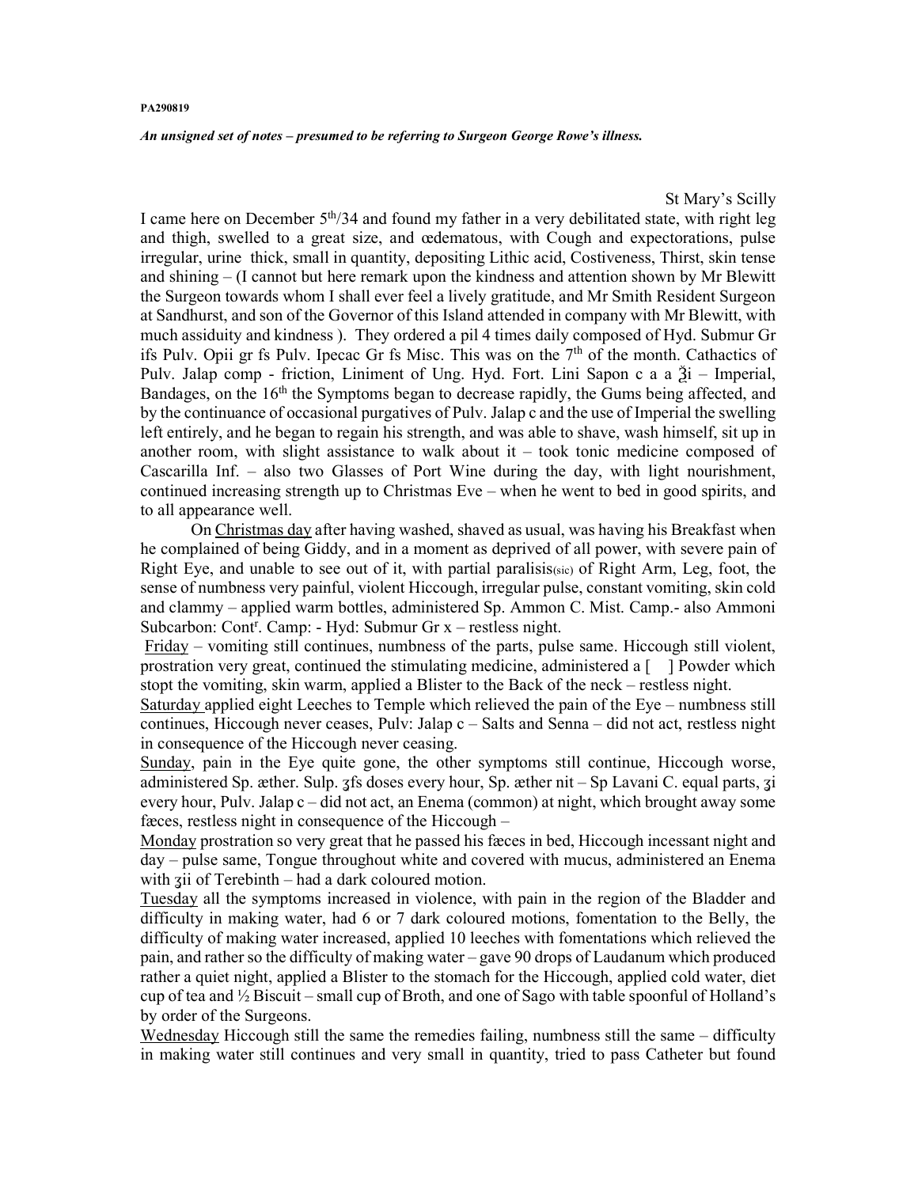**PA290819**

***An unsigned set of notes – presumed to be referring to Surgeon George Rowe's illness.***

St Mary's Scilly

I came here on December 5th/34 and found my father in a very debilitated state, with right leg and thigh, swelled to a great size, and œdematous, with Cough and expectorations, pulse irregular, urine thick, small in quantity, depositing Lithic acid, Costiveness, Thirst, skin tense and shining – (I cannot but here remark upon the kindness and attention shown by Mr Blewitt the Surgeon towards whom I shall ever feel a lively gratitude, and Mr Smith Resident Surgeon at Sandhurst, and son of the Governor of this Island attended in company with Mr Blewitt, with much assiduity and kindness ). They ordered a pil 4 times daily composed of Hyd. Submur Gr ifs Pulv. Opii gr fs Pulv. Ipecac Gr fs Misc. This was on the 7th of the month. Cathactics of Pulv. Jalap comp - friction, Liniment of Ung. Hyd. Fort. Lini Sapon c a a ℥i – Imperial, Bandages, on the 16th the Symptoms began to decrease rapidly, the Gums being affected, and by the continuance of occasional purgatives of Pulv. Jalap c and the use of Imperial the swelling left entirely, and he began to regain his strength, and was able to shave, wash himself, sit up in another room, with slight assistance to walk about it – took tonic medicine composed of Cascarilla Inf. – also two Glasses of Port Wine during the day, with light nourishment, continued increasing strength up to Christmas Eve – when he went to bed in good spirits, and to all appearance well.

On <u>Christmas day</u> after having washed, shaved as usual, was having his Breakfast when he complained of being Giddy, and in a moment as deprived of all power, with severe pain of Right Eye, and unable to see out of it, with partial paralisis(sic) of Right Arm, Leg, foot, the sense of numbness very painful, violent Hiccough, irregular pulse, constant vomiting, skin cold and clammy – applied warm bottles, administered Sp. Ammon C. Mist. Camp.- also Ammoni Subcarbon: Contr. Camp: - Hyd: Submur Gr x – restless night.

<u>Friday</u> – vomiting still continues, numbness of the parts, pulse same. Hiccough still violent, prostration very great, continued the stimulating medicine, administered a [ ] Powder which stopt the vomiting, skin warm, applied a Blister to the Back of the neck – restless night.

<u>Saturday</u> applied eight Leeches to Temple which relieved the pain of the Eye – numbness still continues, Hiccough never ceases, Pulv: Jalap c – Salts and Senna – did not act, restless night in consequence of the Hiccough never ceasing.

<u>Sunday</u>, pain in the Eye quite gone, the other symptoms still continue, Hiccough worse, administered Sp. æther. Sulp. ʒfs doses every hour, Sp. æther nit – Sp Lavani C. equal parts, ʒi every hour, Pulv. Jalap c – did not act, an Enema (common) at night, which brought away some fæces, restless night in consequence of the Hiccough –

<u>Monday</u> prostration so very great that he passed his fæces in bed, Hiccough incessant night and day – pulse same, Tongue throughout white and covered with mucus, administered an Enema with ʒii of Terebinth – had a dark coloured motion.

<u>Tuesday</u> all the symptoms increased in violence, with pain in the region of the Bladder and difficulty in making water, had 6 or 7 dark coloured motions, fomentation to the Belly, the difficulty of making water increased, applied 10 leeches with fomentations which relieved the pain, and rather so the difficulty of making water – gave 90 drops of Laudanum which produced rather a quiet night, applied a Blister to the stomach for the Hiccough, applied cold water, diet cup of tea and ½ Biscuit – small cup of Broth, and one of Sago with table spoonful of Holland's by order of the Surgeons.

<u>Wednesday</u> Hiccough still the same the remedies failing, numbness still the same – difficulty in making water still continues and very small in quantity, tried to pass Catheter but found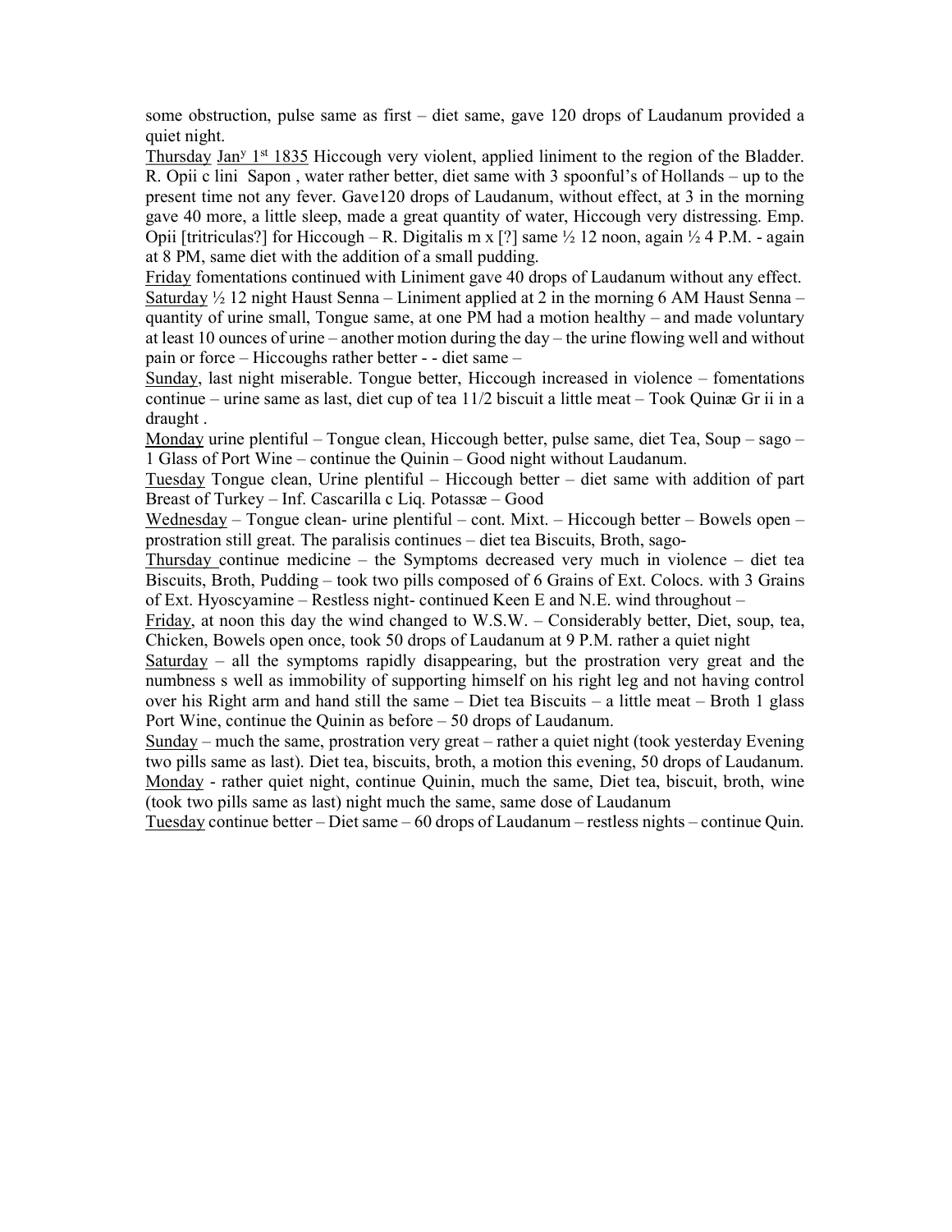some obstruction, pulse same as first – diet same, gave 120 drops of Laudanum provided a quiet night.

<u>Thursday</u> <u>Jan[y] 1[st] 1835</u> Hiccough very violent, applied liniment to the region of the Bladder. R. Opii c lini Sapon , water rather better, diet same with 3 spoonful's of Hollands – up to the present time not any fever. Gave120 drops of Laudanum, without effect, at 3 in the morning gave 40 more, a little sleep, made a great quantity of water, Hiccough very distressing. Emp. Opii [tritriculas?] for Hiccough – R. Digitalis m x [?] same ½ 12 noon, again ½ 4 P.M. - again at 8 PM, same diet with the addition of a small pudding.

<u>Friday</u> fomentations continued with Liniment gave 40 drops of Laudanum without any effect.

<u>Saturday</u> ½ 12 night Haust Senna – Liniment applied at 2 in the morning 6 AM Haust Senna – quantity of urine small, Tongue same, at one PM had a motion healthy – and made voluntary at least 10 ounces of urine – another motion during the day – the urine flowing well and without pain or force – Hiccoughs rather better - - diet same –

<u>Sunday</u>, last night miserable. Tongue better, Hiccough increased in violence – fomentations continue – urine same as last, diet cup of tea 11/2 biscuit a little meat – Took Quinæ Gr ii in a draught .

<u>Monday</u> urine plentiful – Tongue clean, Hiccough better, pulse same, diet Tea, Soup – sago – 1 Glass of Port Wine – continue the Quinin – Good night without Laudanum.

<u>Tuesday</u> Tongue clean, Urine plentiful – Hiccough better – diet same with addition of part Breast of Turkey – Inf. Cascarilla c Liq. Potassæ – Good

<u>Wednesday</u> – Tongue clean- urine plentiful – cont. Mixt. – Hiccough better – Bowels open – prostration still great. The paralisis continues – diet tea Biscuits, Broth, sago-

<u>Thursday</u> continue medicine – the Symptoms decreased very much in violence – diet tea Biscuits, Broth, Pudding – took two pills composed of 6 Grains of Ext. Colocs. with 3 Grains of Ext. Hyoscyamine – Restless night- continued Keen E and N.E. wind throughout –

<u>Friday</u>, at noon this day the wind changed to W.S.W. – Considerably better, Diet, soup, tea, Chicken, Bowels open once, took 50 drops of Laudanum at 9 P.M. rather a quiet night

<u>Saturday</u> – all the symptoms rapidly disappearing, but the prostration very great and the numbness s well as immobility of supporting himself on his right leg and not having control over his Right arm and hand still the same – Diet tea Biscuits – a little meat – Broth 1 glass Port Wine, continue the Quinin as before – 50 drops of Laudanum.

<u>Sunday</u> – much the same, prostration very great – rather a quiet night (took yesterday Evening two pills same as last). Diet tea, biscuits, broth, a motion this evening, 50 drops of Laudanum.

<u>Monday</u> - rather quiet night, continue Quinin, much the same, Diet tea, biscuit, broth, wine (took two pills same as last) night much the same, same dose of Laudanum

<u>Tuesday</u> continue better – Diet same – 60 drops of Laudanum – restless nights – continue Quin.